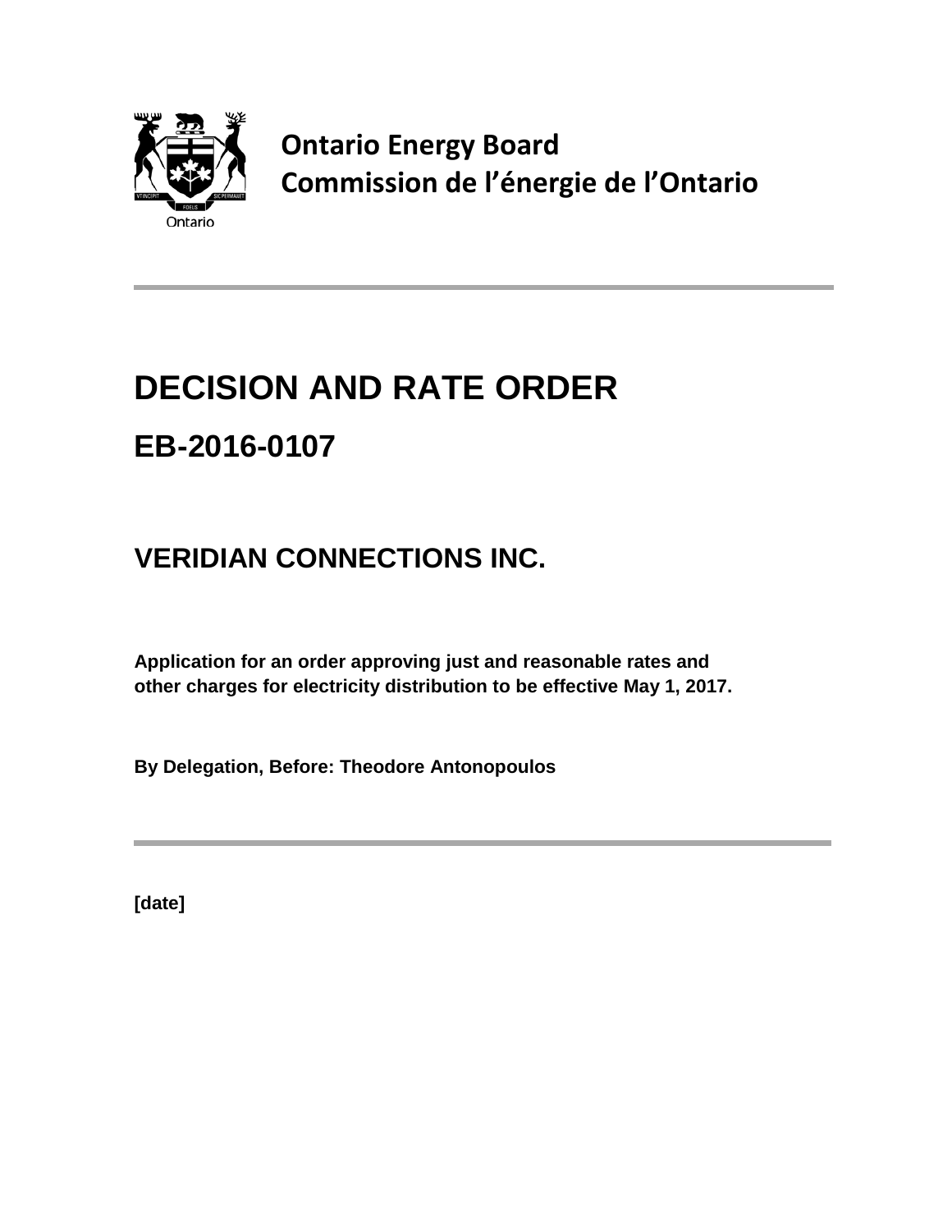**Ontario Energy Board**
**Commission de l'énergie de l'Ontario**

# DECISION AND RATE ORDER

## EB-2016-0107

## VERIDIAN CONNECTIONS INC.

**Application for an order approving just and reasonable rates and other charges for electricity distribution to be effective May 1, 2017.**

**By Delegation, Before: Theodore Antonopoulos**

**[date]**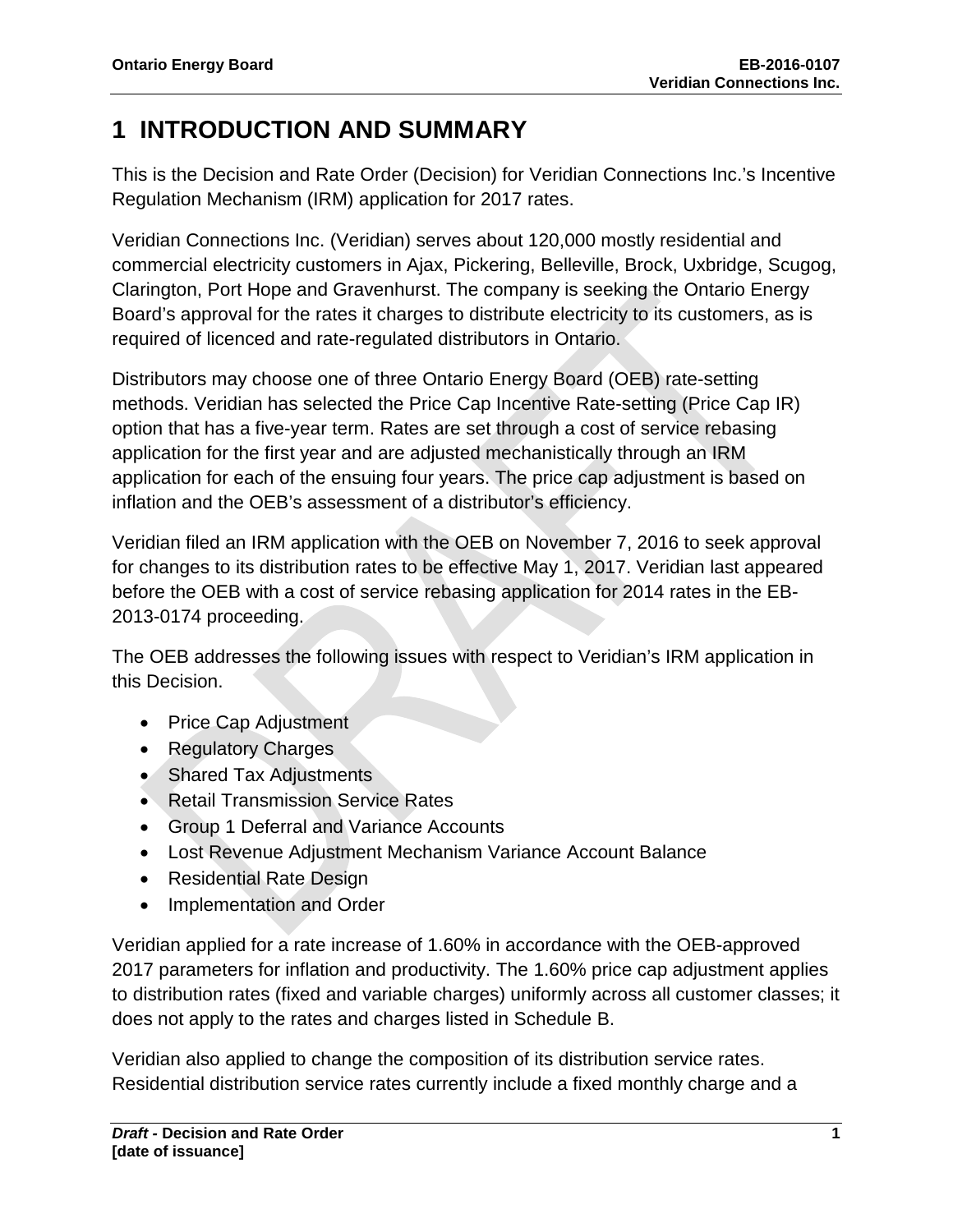# 1 INTRODUCTION AND SUMMARY

This is the Decision and Rate Order (Decision) for Veridian Connections Inc.'s Incentive Regulation Mechanism (IRM) application for 2017 rates.

Veridian Connections Inc. (Veridian) serves about 120,000 mostly residential and commercial electricity customers in Ajax, Pickering, Belleville, Brock, Uxbridge, Scugog, Clarington, Port Hope and Gravenhurst. The company is seeking the Ontario Energy Board's approval for the rates it charges to distribute electricity to its customers, as is required of licenced and rate-regulated distributors in Ontario.

Distributors may choose one of three Ontario Energy Board (OEB) rate-setting methods. Veridian has selected the Price Cap Incentive Rate-setting (Price Cap IR) option that has a five-year term. Rates are set through a cost of service rebasing application for the first year and are adjusted mechanistically through an IRM application for each of the ensuing four years. The price cap adjustment is based on inflation and the OEB's assessment of a distributor's efficiency.

Veridian filed an IRM application with the OEB on November 7, 2016 to seek approval for changes to its distribution rates to be effective May 1, 2017. Veridian last appeared before the OEB with a cost of service rebasing application for 2014 rates in the EB-2013-0174 proceeding.

The OEB addresses the following issues with respect to Veridian's IRM application in this Decision.

- Price Cap Adjustment
- Regulatory Charges
- Shared Tax Adjustments
- Retail Transmission Service Rates
- Group 1 Deferral and Variance Accounts
- Lost Revenue Adjustment Mechanism Variance Account Balance
- Residential Rate Design
- Implementation and Order

Veridian applied for a rate increase of 1.60% in accordance with the OEB-approved 2017 parameters for inflation and productivity. The 1.60% price cap adjustment applies to distribution rates (fixed and variable charges) uniformly across all customer classes; it does not apply to the rates and charges listed in Schedule B.

Veridian also applied to change the composition of its distribution service rates. Residential distribution service rates currently include a fixed monthly charge and a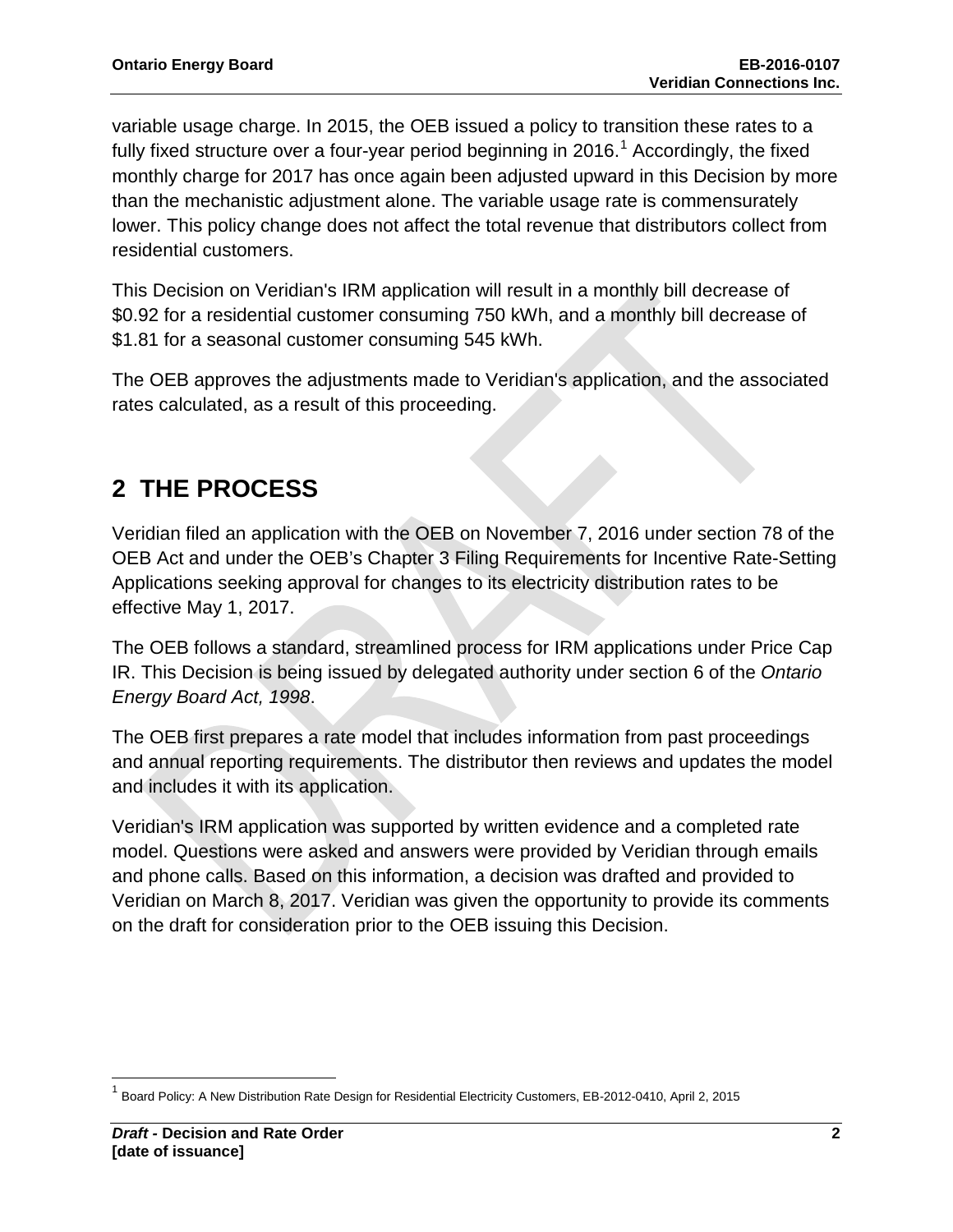variable usage charge. In 2015, the OEB issued a policy to transition these rates to a fully fixed structure over a four-year period beginning in 2016.[1] Accordingly, the fixed monthly charge for 2017 has once again been adjusted upward in this Decision by more than the mechanistic adjustment alone. The variable usage rate is commensurately lower. This policy change does not affect the total revenue that distributors collect from residential customers.

This Decision on Veridian's IRM application will result in a monthly bill decrease of $0.92 for a residential customer consuming 750 kWh, and a monthly bill decrease of $1.81 for a seasonal customer consuming 545 kWh.

The OEB approves the adjustments made to Veridian's application, and the associated rates calculated, as a result of this proceeding.

# 2 THE PROCESS

Veridian filed an application with the OEB on November 7, 2016 under section 78 of the OEB Act and under the OEB's Chapter 3 Filing Requirements for Incentive Rate-Setting Applications seeking approval for changes to its electricity distribution rates to be effective May 1, 2017.

The OEB follows a standard, streamlined process for IRM applications under Price Cap IR. This Decision is being issued by delegated authority under section 6 of the *Ontario Energy Board Act, 1998*.

The OEB first prepares a rate model that includes information from past proceedings and annual reporting requirements. The distributor then reviews and updates the model and includes it with its application.

Veridian's IRM application was supported by written evidence and a completed rate model. Questions were asked and answers were provided by Veridian through emails and phone calls. Based on this information, a decision was drafted and provided to Veridian on March 8, 2017. Veridian was given the opportunity to provide its comments on the draft for consideration prior to the OEB issuing this Decision.

---

[1] Board Policy: A New Distribution Rate Design for Residential Electricity Customers, EB-2012-0410, April 2, 2015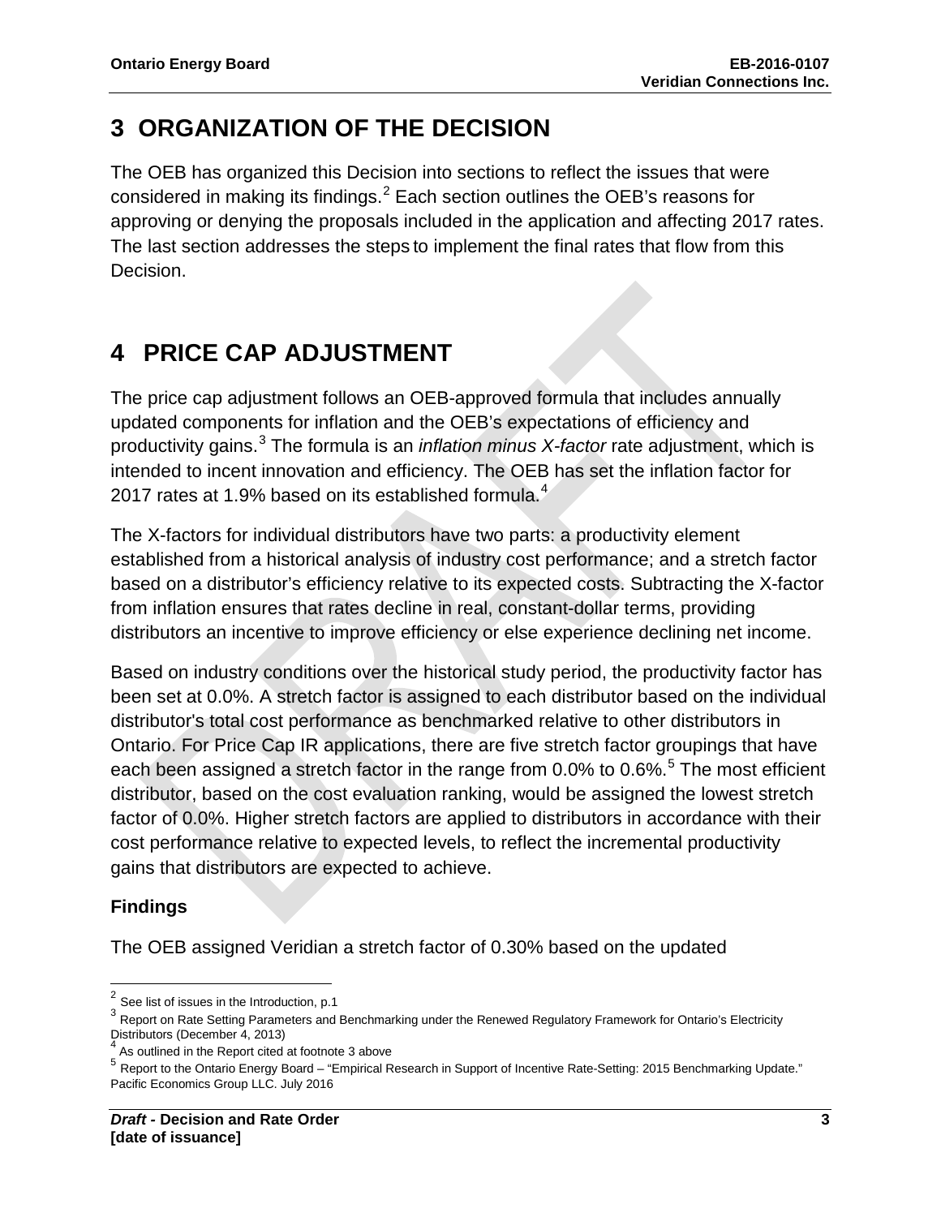# 3 ORGANIZATION OF THE DECISION

The OEB has organized this Decision into sections to reflect the issues that were considered in making its findings.[2] Each section outlines the OEB's reasons for approving or denying the proposals included in the application and affecting 2017 rates. The last section addresses the steps to implement the final rates that flow from this Decision.

# 4 PRICE CAP ADJUSTMENT

The price cap adjustment follows an OEB-approved formula that includes annually updated components for inflation and the OEB's expectations of efficiency and productivity gains.[3] The formula is an *inflation minus X-factor* rate adjustment, which is intended to incent innovation and efficiency. The OEB has set the inflation factor for 2017 rates at 1.9% based on its established formula.[4]

The X-factors for individual distributors have two parts: a productivity element established from a historical analysis of industry cost performance; and a stretch factor based on a distributor's efficiency relative to its expected costs. Subtracting the X-factor from inflation ensures that rates decline in real, constant-dollar terms, providing distributors an incentive to improve efficiency or else experience declining net income.

Based on industry conditions over the historical study period, the productivity factor has been set at 0.0%. A stretch factor is assigned to each distributor based on the individual distributor's total cost performance as benchmarked relative to other distributors in Ontario. For Price Cap IR applications, there are five stretch factor groupings that have each been assigned a stretch factor in the range from 0.0% to 0.6%.[5] The most efficient distributor, based on the cost evaluation ranking, would be assigned the lowest stretch factor of 0.0%. Higher stretch factors are applied to distributors in accordance with their cost performance relative to expected levels, to reflect the incremental productivity gains that distributors are expected to achieve.

### Findings

The OEB assigned Veridian a stretch factor of 0.30% based on the updated

---

[2] See list of issues in the Introduction, p.1

[3] Report on Rate Setting Parameters and Benchmarking under the Renewed Regulatory Framework for Ontario's Electricity Distributors (December 4, 2013)

[4] As outlined in the Report cited at footnote 3 above

[5] Report to the Ontario Energy Board – "Empirical Research in Support of Incentive Rate-Setting: 2015 Benchmarking Update." Pacific Economics Group LLC. July 2016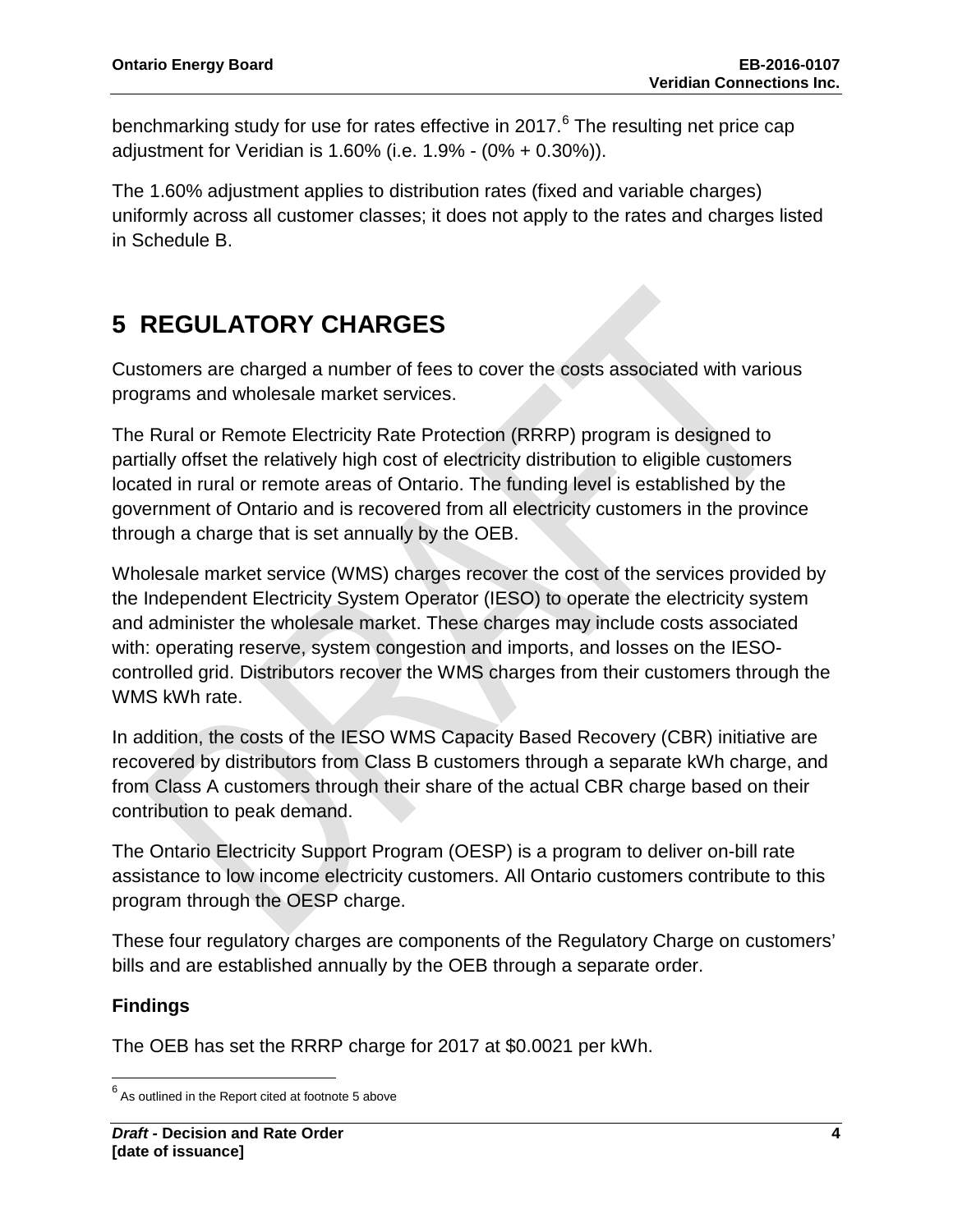benchmarking study for use for rates effective in 2017.[6] The resulting net price cap adjustment for Veridian is 1.60% (i.e. 1.9% - (0% + 0.30%)).

The 1.60% adjustment applies to distribution rates (fixed and variable charges) uniformly across all customer classes; it does not apply to the rates and charges listed in Schedule B.

# 5 REGULATORY CHARGES

Customers are charged a number of fees to cover the costs associated with various programs and wholesale market services.

The Rural or Remote Electricity Rate Protection (RRRP) program is designed to partially offset the relatively high cost of electricity distribution to eligible customers located in rural or remote areas of Ontario. The funding level is established by the government of Ontario and is recovered from all electricity customers in the province through a charge that is set annually by the OEB.

Wholesale market service (WMS) charges recover the cost of the services provided by the Independent Electricity System Operator (IESO) to operate the electricity system and administer the wholesale market. These charges may include costs associated with: operating reserve, system congestion and imports, and losses on the IESO-controlled grid. Distributors recover the WMS charges from their customers through the WMS kWh rate.

In addition, the costs of the IESO WMS Capacity Based Recovery (CBR) initiative are recovered by distributors from Class B customers through a separate kWh charge, and from Class A customers through their share of the actual CBR charge based on their contribution to peak demand.

The Ontario Electricity Support Program (OESP) is a program to deliver on-bill rate assistance to low income electricity customers. All Ontario customers contribute to this program through the OESP charge.

These four regulatory charges are components of the Regulatory Charge on customers' bills and are established annually by the OEB through a separate order.

### Findings

The OEB has set the RRRP charge for 2017 at $0.0021 per kWh.

[6] As outlined in the Report cited at footnote 5 above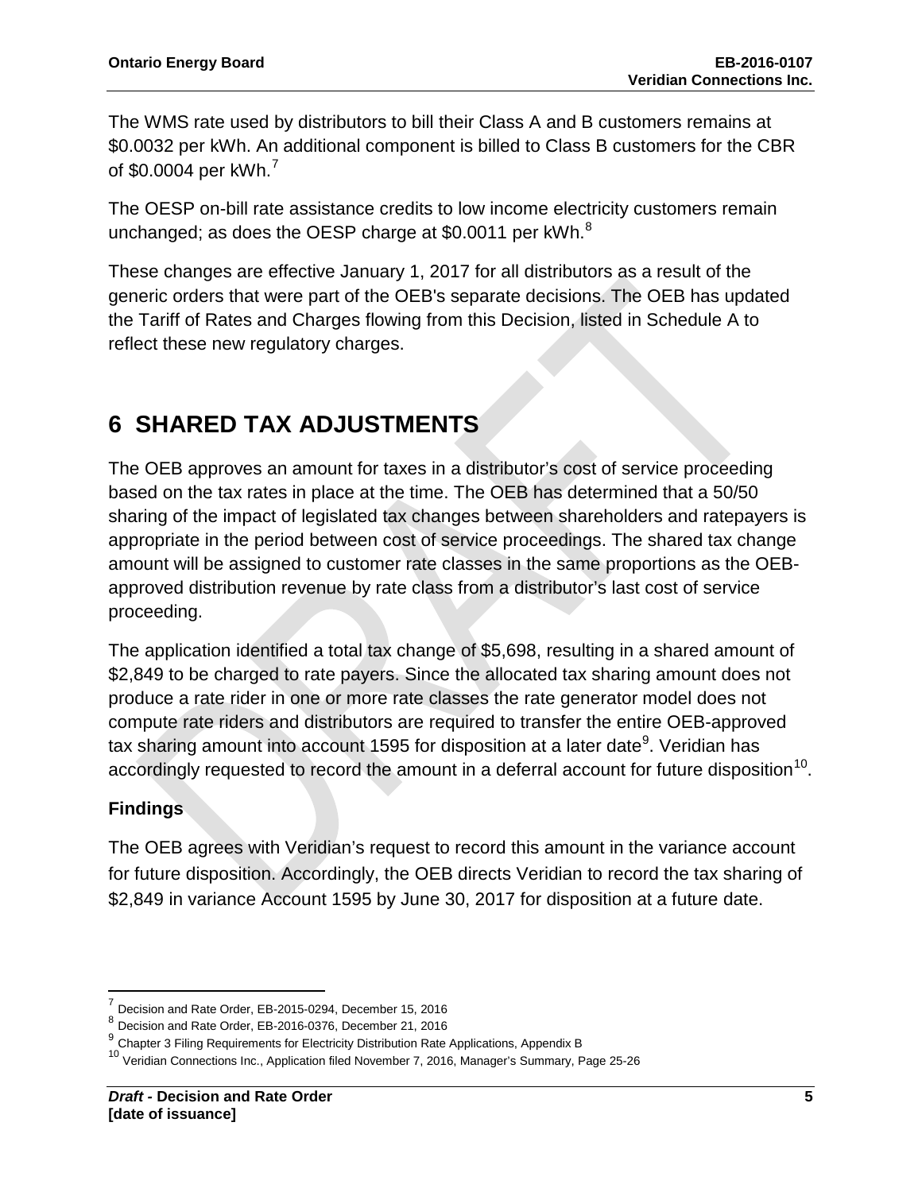The WMS rate used by distributors to bill their Class A and B customers remains at \$0.0032 per kWh. An additional component is billed to Class B customers for the CBR of \$0.0004 per kWh.[7]

The OESP on-bill rate assistance credits to low income electricity customers remain unchanged; as does the OESP charge at \$0.0011 per kWh.[8]

These changes are effective January 1, 2017 for all distributors as a result of the generic orders that were part of the OEB's separate decisions. The OEB has updated the Tariff of Rates and Charges flowing from this Decision, listed in Schedule A to reflect these new regulatory charges.

# 6 SHARED TAX ADJUSTMENTS

The OEB approves an amount for taxes in a distributor's cost of service proceeding based on the tax rates in place at the time. The OEB has determined that a 50/50 sharing of the impact of legislated tax changes between shareholders and ratepayers is appropriate in the period between cost of service proceedings. The shared tax change amount will be assigned to customer rate classes in the same proportions as the OEB-approved distribution revenue by rate class from a distributor's last cost of service proceeding.

The application identified a total tax change of \$5,698, resulting in a shared amount of \$2,849 to be charged to rate payers. Since the allocated tax sharing amount does not produce a rate rider in one or more rate classes the rate generator model does not compute rate riders and distributors are required to transfer the entire OEB-approved tax sharing amount into account 1595 for disposition at a later date[9]. Veridian has accordingly requested to record the amount in a deferral account for future disposition[10].

### Findings

The OEB agrees with Veridian's request to record this amount in the variance account for future disposition. Accordingly, the OEB directs Veridian to record the tax sharing of \$2,849 in variance Account 1595 by June 30, 2017 for disposition at a future date.

---

[7] Decision and Rate Order, EB-2015-0294, December 15, 2016

[8] Decision and Rate Order, EB-2016-0376, December 21, 2016

[9] Chapter 3 Filing Requirements for Electricity Distribution Rate Applications, Appendix B

[10] Veridian Connections Inc., Application filed November 7, 2016, Manager's Summary, Page 25-26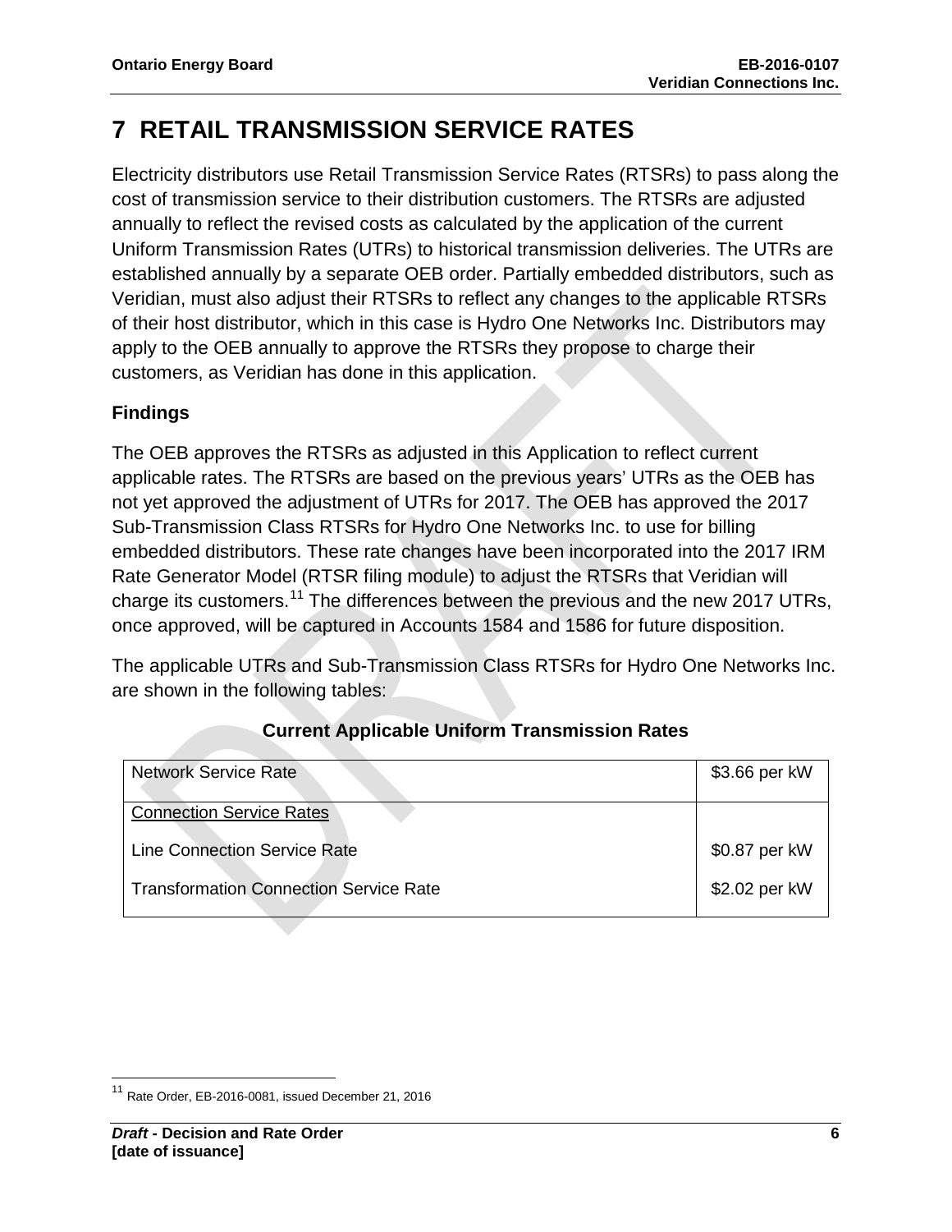# 7 RETAIL TRANSMISSION SERVICE RATES

Electricity distributors use Retail Transmission Service Rates (RTSRs) to pass along the cost of transmission service to their distribution customers. The RTSRs are adjusted annually to reflect the revised costs as calculated by the application of the current Uniform Transmission Rates (UTRs) to historical transmission deliveries. The UTRs are established annually by a separate OEB order. Partially embedded distributors, such as Veridian, must also adjust their RTSRs to reflect any changes to the applicable RTSRs of their host distributor, which in this case is Hydro One Networks Inc. Distributors may apply to the OEB annually to approve the RTSRs they propose to charge their customers, as Veridian has done in this application.

### Findings

The OEB approves the RTSRs as adjusted in this Application to reflect current applicable rates. The RTSRs are based on the previous years' UTRs as the OEB has not yet approved the adjustment of UTRs for 2017. The OEB has approved the 2017 Sub-Transmission Class RTSRs for Hydro One Networks Inc. to use for billing embedded distributors. These rate changes have been incorporated into the 2017 IRM Rate Generator Model (RTSR filing module) to adjust the RTSRs that Veridian will charge its customers.[11] The differences between the previous and the new 2017 UTRs, once approved, will be captured in Accounts 1584 and 1586 for future disposition.

The applicable UTRs and Sub-Transmission Class RTSRs for Hydro One Networks Inc. are shown in the following tables:

**Current Applicable Uniform Transmission Rates**

| | |
|---|---|
| Network Service Rate | $3.66 per kW |
| Connection Service Rates | |
| Line Connection Service Rate | $0.87 per kW |
| Transformation Connection Service Rate | $2.02 per kW |

[11] Rate Order, EB-2016-0081, issued December 21, 2016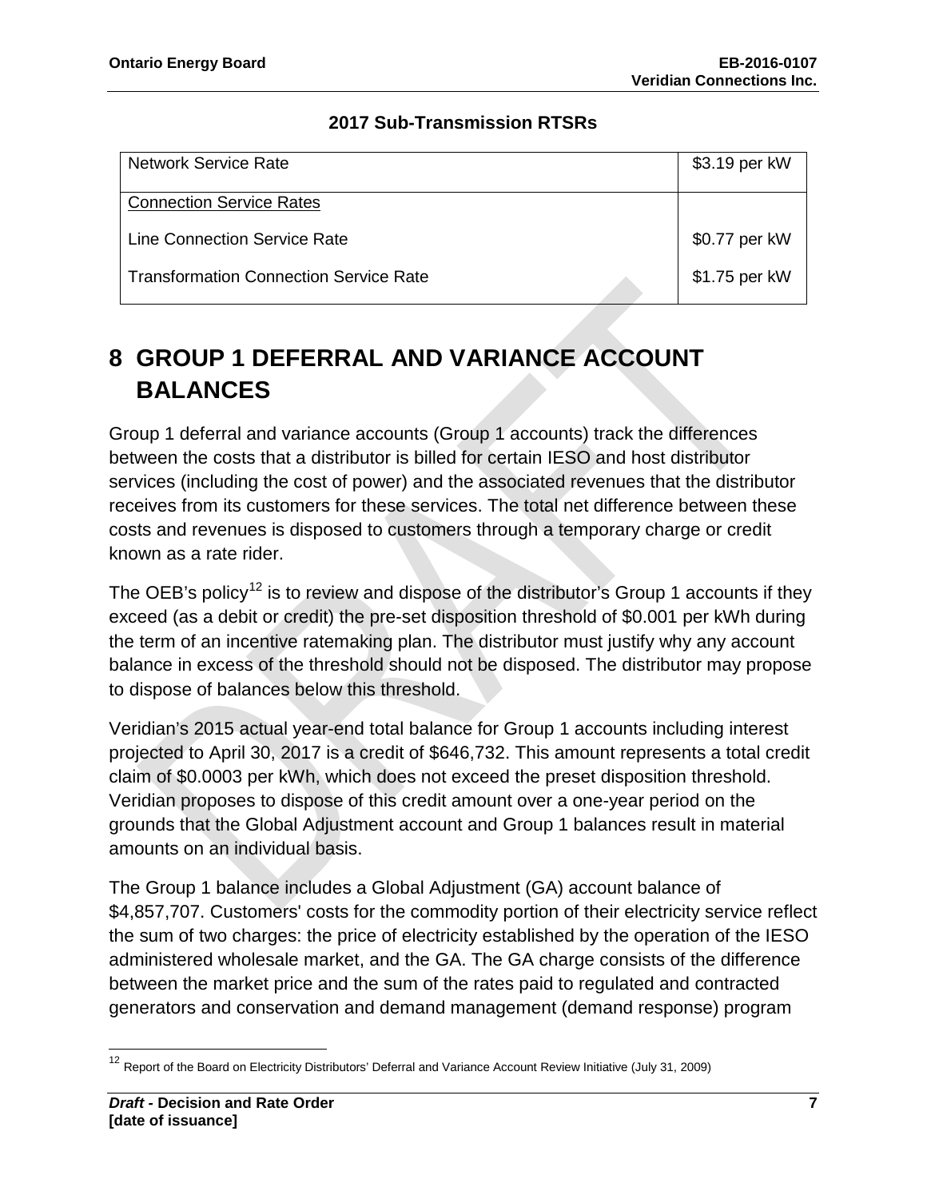**2017 Sub-Transmission RTSRs**

| | |
|---|---|
| Network Service Rate | $3.19 per kW |
| Connection Service Rates | |
| Line Connection Service Rate | $0.77 per kW |
| Transformation Connection Service Rate | $1.75 per kW |

# 8 GROUP 1 DEFERRAL AND VARIANCE ACCOUNT BALANCES

Group 1 deferral and variance accounts (Group 1 accounts) track the differences between the costs that a distributor is billed for certain IESO and host distributor services (including the cost of power) and the associated revenues that the distributor receives from its customers for these services. The total net difference between these costs and revenues is disposed to customers through a temporary charge or credit known as a rate rider.

The OEB's policy[12] is to review and dispose of the distributor's Group 1 accounts if they exceed (as a debit or credit) the pre-set disposition threshold of $0.001 per kWh during the term of an incentive ratemaking plan. The distributor must justify why any account balance in excess of the threshold should not be disposed. The distributor may propose to dispose of balances below this threshold.

Veridian's 2015 actual year-end total balance for Group 1 accounts including interest projected to April 30, 2017 is a credit of $646,732. This amount represents a total credit claim of $0.0003 per kWh, which does not exceed the preset disposition threshold. Veridian proposes to dispose of this credit amount over a one-year period on the grounds that the Global Adjustment account and Group 1 balances result in material amounts on an individual basis.

The Group 1 balance includes a Global Adjustment (GA) account balance of $4,857,707. Customers' costs for the commodity portion of their electricity service reflect the sum of two charges: the price of electricity established by the operation of the IESO administered wholesale market, and the GA. The GA charge consists of the difference between the market price and the sum of the rates paid to regulated and contracted generators and conservation and demand management (demand response) program

[12] Report of the Board on Electricity Distributors' Deferral and Variance Account Review Initiative (July 31, 2009)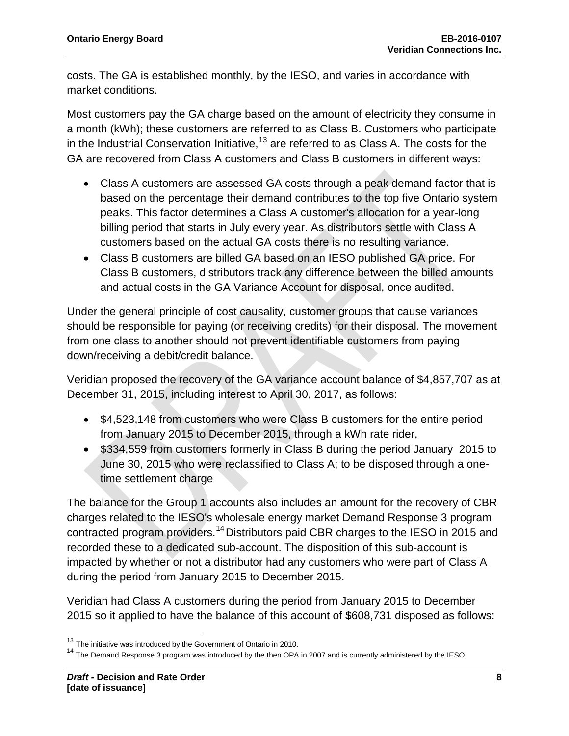costs. The GA is established monthly, by the IESO, and varies in accordance with market conditions.

Most customers pay the GA charge based on the amount of electricity they consume in a month (kWh); these customers are referred to as Class B. Customers who participate in the Industrial Conservation Initiative,[13] are referred to as Class A. The costs for the GA are recovered from Class A customers and Class B customers in different ways:

- Class A customers are assessed GA costs through a peak demand factor that is based on the percentage their demand contributes to the top five Ontario system peaks. This factor determines a Class A customer's allocation for a year-long billing period that starts in July every year. As distributors settle with Class A customers based on the actual GA costs there is no resulting variance.
- Class B customers are billed GA based on an IESO published GA price. For Class B customers, distributors track any difference between the billed amounts and actual costs in the GA Variance Account for disposal, once audited.

Under the general principle of cost causality, customer groups that cause variances should be responsible for paying (or receiving credits) for their disposal. The movement from one class to another should not prevent identifiable customers from paying down/receiving a debit/credit balance.

Veridian proposed the recovery of the GA variance account balance of $4,857,707 as at December 31, 2015, including interest to April 30, 2017, as follows:

- $4,523,148 from customers who were Class B customers for the entire period from January 2015 to December 2015, through a kWh rate rider,
- $334,559 from customers formerly in Class B during the period January 2015 to June 30, 2015 who were reclassified to Class A; to be disposed through a one-time settlement charge

The balance for the Group 1 accounts also includes an amount for the recovery of CBR charges related to the IESO's wholesale energy market Demand Response 3 program contracted program providers.[14] Distributors paid CBR charges to the IESO in 2015 and recorded these to a dedicated sub-account. The disposition of this sub-account is impacted by whether or not a distributor had any customers who were part of Class A during the period from January 2015 to December 2015.

Veridian had Class A customers during the period from January 2015 to December 2015 so it applied to have the balance of this account of $608,731 disposed as follows:

---

[13] The initiative was introduced by the Government of Ontario in 2010.

[14] The Demand Response 3 program was introduced by the then OPA in 2007 and is currently administered by the IESO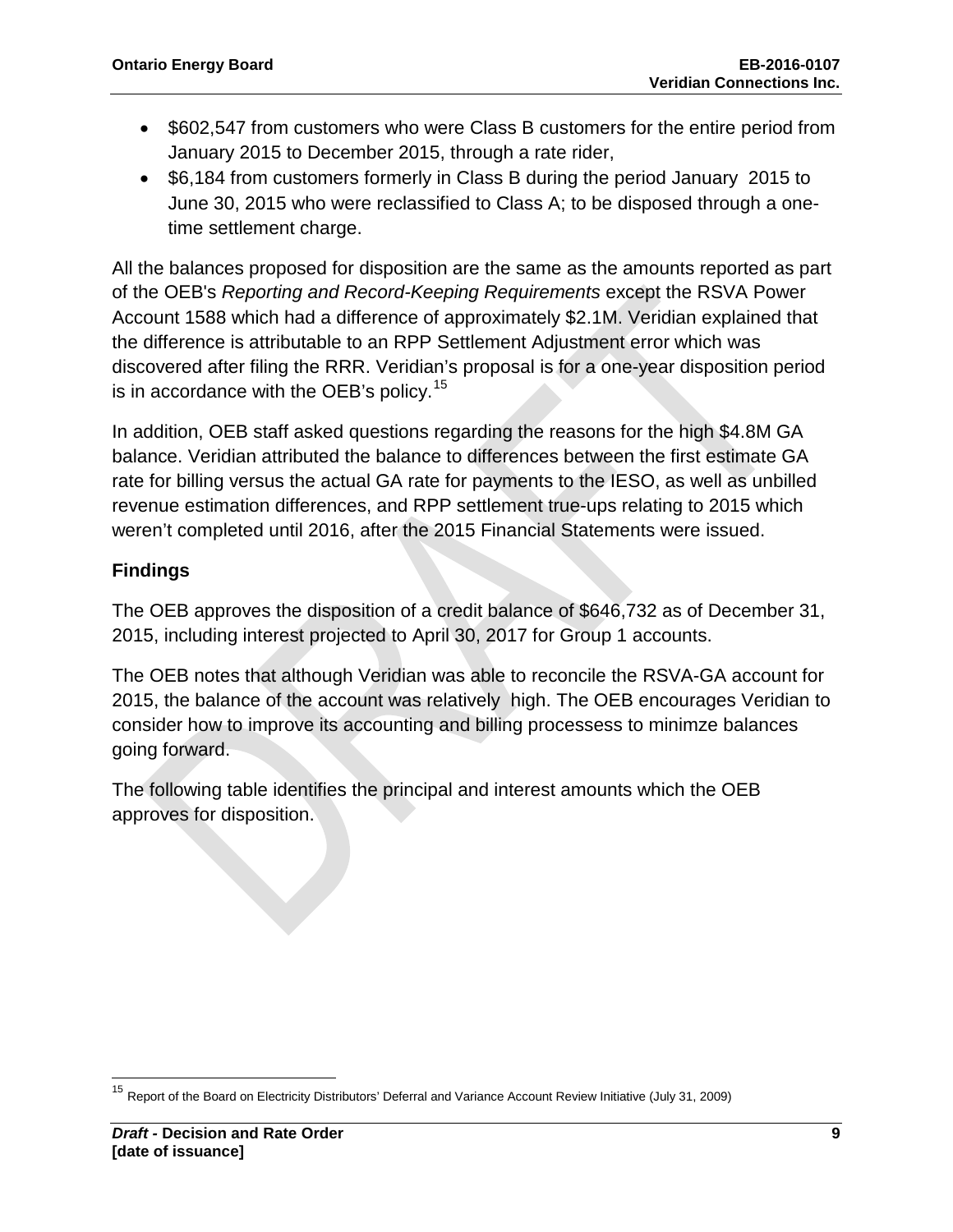- $602,547 from customers who were Class B customers for the entire period from January 2015 to December 2015, through a rate rider,
- $6,184 from customers formerly in Class B during the period January 2015 to June 30, 2015 who were reclassified to Class A; to be disposed through a one-time settlement charge.

All the balances proposed for disposition are the same as the amounts reported as part of the OEB's *Reporting and Record-Keeping Requirements* except the RSVA Power Account 1588 which had a difference of approximately $2.1M. Veridian explained that the difference is attributable to an RPP Settlement Adjustment error which was discovered after filing the RRR. Veridian's proposal is for a one-year disposition period is in accordance with the OEB's policy.[15]

In addition, OEB staff asked questions regarding the reasons for the high $4.8M GA balance. Veridian attributed the balance to differences between the first estimate GA rate for billing versus the actual GA rate for payments to the IESO, as well as unbilled revenue estimation differences, and RPP settlement true-ups relating to 2015 which weren't completed until 2016, after the 2015 Financial Statements were issued.

### Findings

The OEB approves the disposition of a credit balance of $646,732 as of December 31, 2015, including interest projected to April 30, 2017 for Group 1 accounts.

The OEB notes that although Veridian was able to reconcile the RSVA-GA account for 2015, the balance of the account was relatively high. The OEB encourages Veridian to consider how to improve its accounting and billing processess to minimze balances going forward.

The following table identifies the principal and interest amounts which the OEB approves for disposition.

[15] Report of the Board on Electricity Distributors' Deferral and Variance Account Review Initiative (July 31, 2009)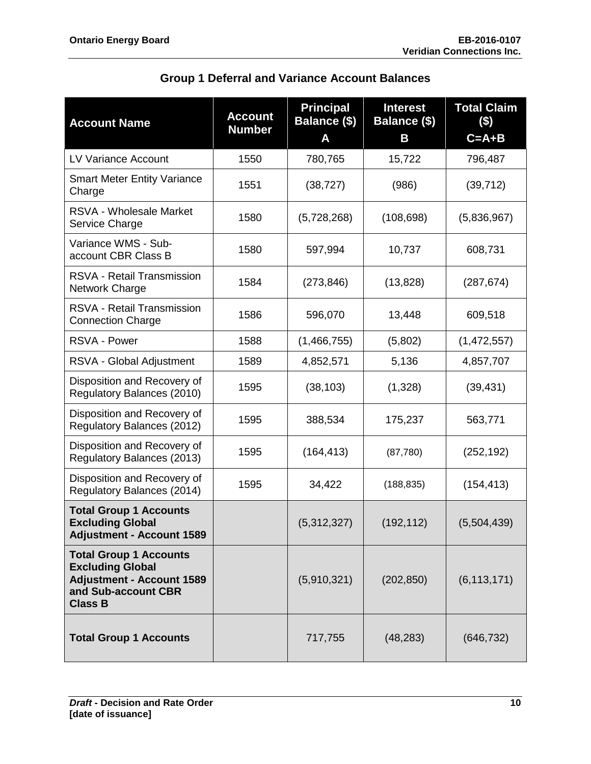## Group 1 Deferral and Variance Account Balances

| Account Name | Account Number | Principal Balance ($) A | Interest Balance ($) B | Total Claim ($) C=A+B |
|---|---|---|---|---|
| LV Variance Account | 1550 | 780,765 | 15,722 | 796,487 |
| Smart Meter Entity Variance Charge | 1551 | (38,727) | (986) | (39,712) |
| RSVA - Wholesale Market Service Charge | 1580 | (5,728,268) | (108,698) | (5,836,967) |
| Variance WMS - Sub-account CBR Class B | 1580 | 597,994 | 10,737 | 608,731 |
| RSVA - Retail Transmission Network Charge | 1584 | (273,846) | (13,828) | (287,674) |
| RSVA - Retail Transmission Connection Charge | 1586 | 596,070 | 13,448 | 609,518 |
| RSVA - Power | 1588 | (1,466,755) | (5,802) | (1,472,557) |
| RSVA - Global Adjustment | 1589 | 4,852,571 | 5,136 | 4,857,707 |
| Disposition and Recovery of Regulatory Balances (2010) | 1595 | (38,103) | (1,328) | (39,431) |
| Disposition and Recovery of Regulatory Balances (2012) | 1595 | 388,534 | 175,237 | 563,771 |
| Disposition and Recovery of Regulatory Balances (2013) | 1595 | (164,413) | (87,780) | (252,192) |
| Disposition and Recovery of Regulatory Balances (2014) | 1595 | 34,422 | (188,835) | (154,413) |
| **Total Group 1 Accounts Excluding Global Adjustment - Account 1589** | | (5,312,327) | (192,112) | (5,504,439) |
| **Total Group 1 Accounts Excluding Global Adjustment - Account 1589 and Sub-account CBR Class B** | | (5,910,321) | (202,850) | (6,113,171) |
| **Total Group 1 Accounts** | | 717,755 | (48,283) | (646,732) |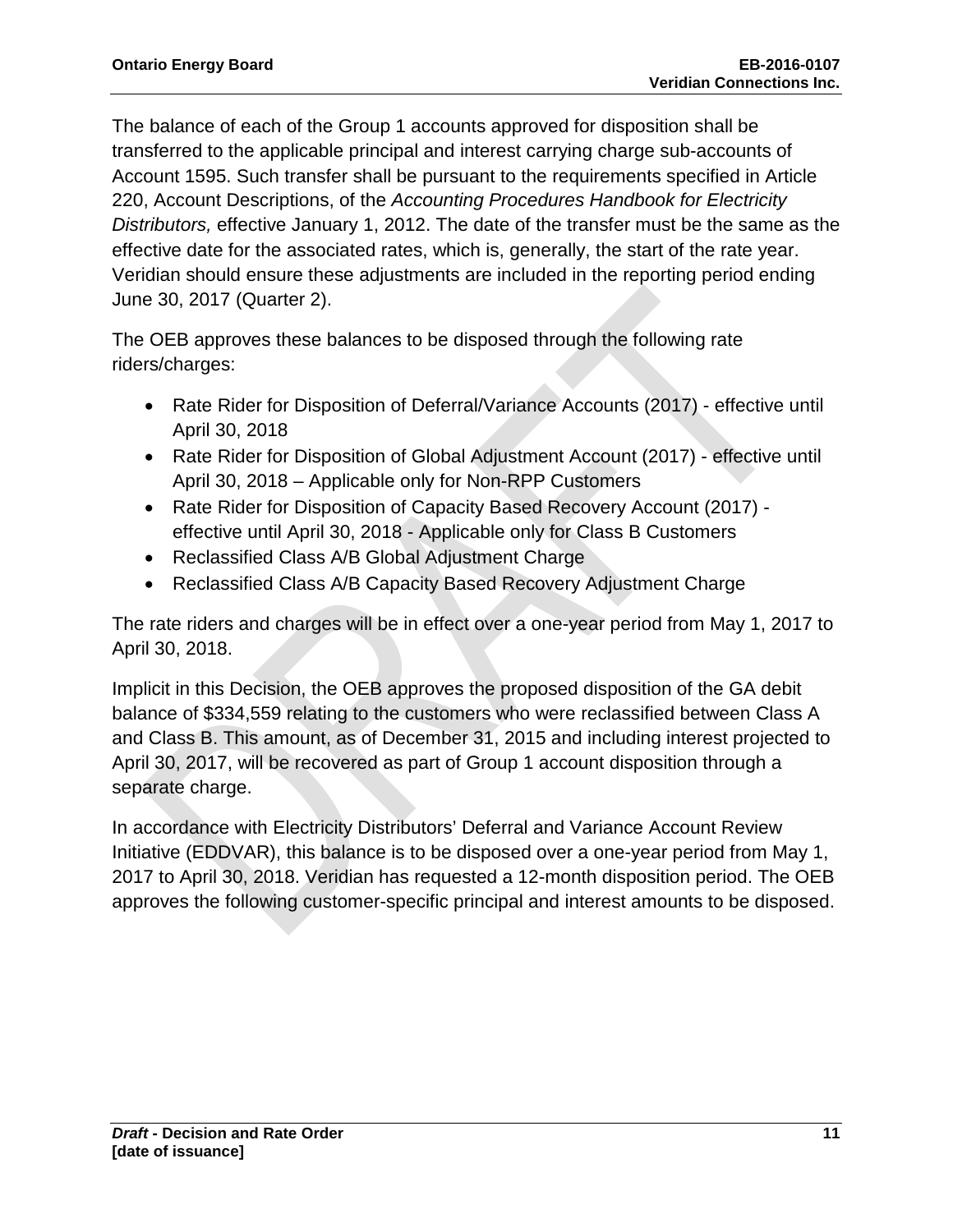The balance of each of the Group 1 accounts approved for disposition shall be transferred to the applicable principal and interest carrying charge sub-accounts of Account 1595. Such transfer shall be pursuant to the requirements specified in Article 220, Account Descriptions, of the *Accounting Procedures Handbook for Electricity Distributors,* effective January 1, 2012. The date of the transfer must be the same as the effective date for the associated rates, which is, generally, the start of the rate year. Veridian should ensure these adjustments are included in the reporting period ending June 30, 2017 (Quarter 2).

The OEB approves these balances to be disposed through the following rate riders/charges:

- Rate Rider for Disposition of Deferral/Variance Accounts (2017) - effective until April 30, 2018
- Rate Rider for Disposition of Global Adjustment Account (2017) - effective until April 30, 2018 – Applicable only for Non-RPP Customers
- Rate Rider for Disposition of Capacity Based Recovery Account (2017) - effective until April 30, 2018 - Applicable only for Class B Customers
- Reclassified Class A/B Global Adjustment Charge
- Reclassified Class A/B Capacity Based Recovery Adjustment Charge

The rate riders and charges will be in effect over a one-year period from May 1, 2017 to April 30, 2018.

Implicit in this Decision, the OEB approves the proposed disposition of the GA debit balance of $334,559 relating to the customers who were reclassified between Class A and Class B. This amount, as of December 31, 2015 and including interest projected to April 30, 2017, will be recovered as part of Group 1 account disposition through a separate charge.

In accordance with Electricity Distributors' Deferral and Variance Account Review Initiative (EDDVAR), this balance is to be disposed over a one-year period from May 1, 2017 to April 30, 2018. Veridian has requested a 12-month disposition period. The OEB approves the following customer-specific principal and interest amounts to be disposed.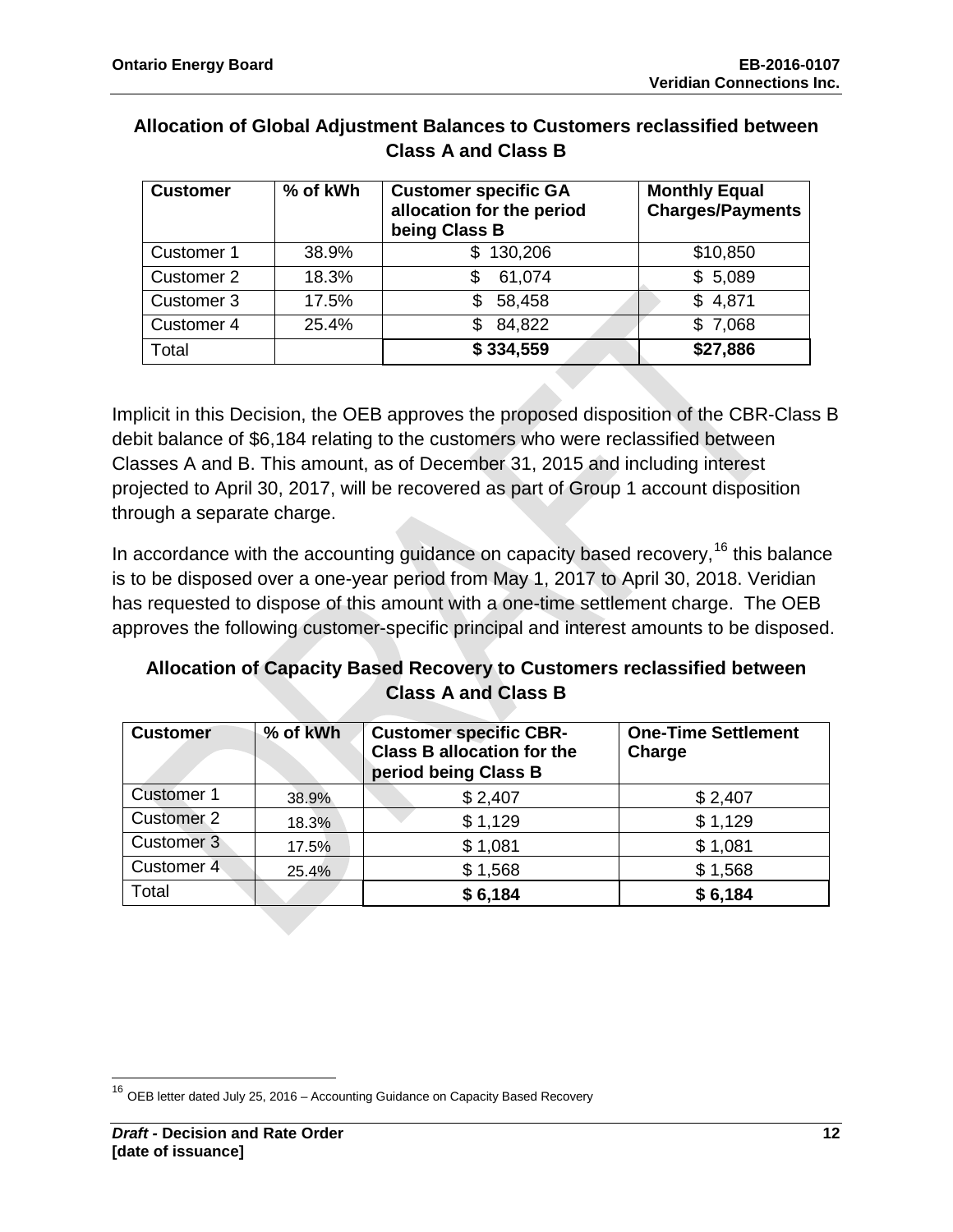### Allocation of Global Adjustment Balances to Customers reclassified between Class A and Class B

| Customer | % of kWh | Customer specific GA allocation for the period being Class B | Monthly Equal Charges/Payments |
|---|---|---|---|
| Customer 1 | 38.9% | $ 130,206 | $10,850 |
| Customer 2 | 18.3% | $ 61,074 | $ 5,089 |
| Customer 3 | 17.5% | $ 58,458 | $ 4,871 |
| Customer 4 | 25.4% | $ 84,822 | $ 7,068 |
| Total | | **$ 334,559** | **$27,886** |

Implicit in this Decision, the OEB approves the proposed disposition of the CBR-Class B debit balance of $6,184 relating to the customers who were reclassified between Classes A and B. This amount, as of December 31, 2015 and including interest projected to April 30, 2017, will be recovered as part of Group 1 account disposition through a separate charge.

In accordance with the accounting guidance on capacity based recovery,[16] this balance is to be disposed over a one-year period from May 1, 2017 to April 30, 2018. Veridian has requested to dispose of this amount with a one-time settlement charge. The OEB approves the following customer-specific principal and interest amounts to be disposed.

### Allocation of Capacity Based Recovery to Customers reclassified between Class A and Class B

| Customer | % of kWh | Customer specific CBR-Class B allocation for the period being Class B | One-Time Settlement Charge |
|---|---|---|---|
| Customer 1 | 38.9% | $ 2,407 | $ 2,407 |
| Customer 2 | 18.3% | $ 1,129 | $ 1,129 |
| Customer 3 | 17.5% | $ 1,081 | $ 1,081 |
| Customer 4 | 25.4% | $ 1,568 | $ 1,568 |
| Total | | **$ 6,184** | **$ 6,184** |

[16] OEB letter dated July 25, 2016 – Accounting Guidance on Capacity Based Recovery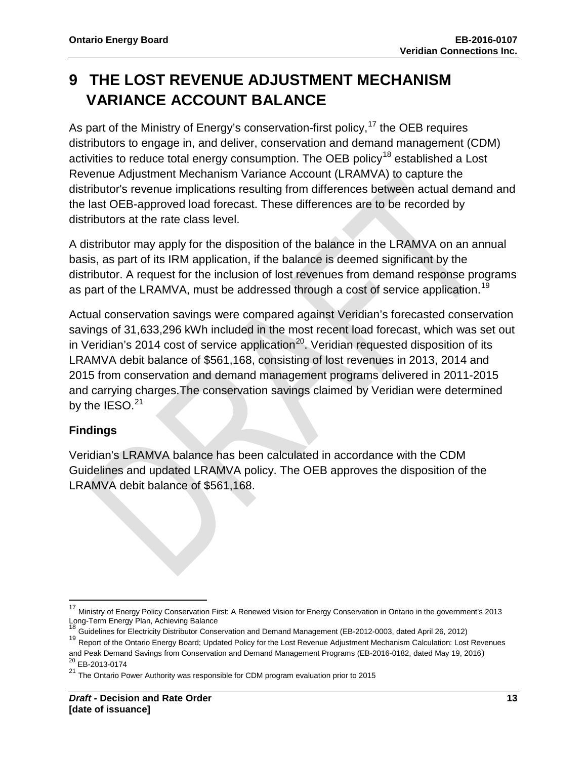# 9 THE LOST REVENUE ADJUSTMENT MECHANISM VARIANCE ACCOUNT BALANCE

As part of the Ministry of Energy's conservation-first policy,[17] the OEB requires distributors to engage in, and deliver, conservation and demand management (CDM) activities to reduce total energy consumption. The OEB policy[18] established a Lost Revenue Adjustment Mechanism Variance Account (LRAMVA) to capture the distributor's revenue implications resulting from differences between actual demand and the last OEB-approved load forecast. These differences are to be recorded by distributors at the rate class level.

A distributor may apply for the disposition of the balance in the LRAMVA on an annual basis, as part of its IRM application, if the balance is deemed significant by the distributor. A request for the inclusion of lost revenues from demand response programs as part of the LRAMVA, must be addressed through a cost of service application.[19]

Actual conservation savings were compared against Veridian's forecasted conservation savings of 31,633,296 kWh included in the most recent load forecast, which was set out in Veridian's 2014 cost of service application[20]. Veridian requested disposition of its LRAMVA debit balance of $561,168, consisting of lost revenues in 2013, 2014 and 2015 from conservation and demand management programs delivered in 2011-2015 and carrying charges.The conservation savings claimed by Veridian were determined by the IESO.[21]

### Findings

Veridian's LRAMVA balance has been calculated in accordance with the CDM Guidelines and updated LRAMVA policy. The OEB approves the disposition of the LRAMVA debit balance of $561,168.

---

[17] Ministry of Energy Policy Conservation First: A Renewed Vision for Energy Conservation in Ontario in the government's 2013 Long-Term Energy Plan, Achieving Balance

[18] Guidelines for Electricity Distributor Conservation and Demand Management (EB-2012-0003, dated April 26, 2012)

[19] Report of the Ontario Energy Board; Updated Policy for the Lost Revenue Adjustment Mechanism Calculation: Lost Revenues and Peak Demand Savings from Conservation and Demand Management Programs (EB-2016-0182, dated May 19, 2016)

[20] EB-2013-0174

[21] The Ontario Power Authority was responsible for CDM program evaluation prior to 2015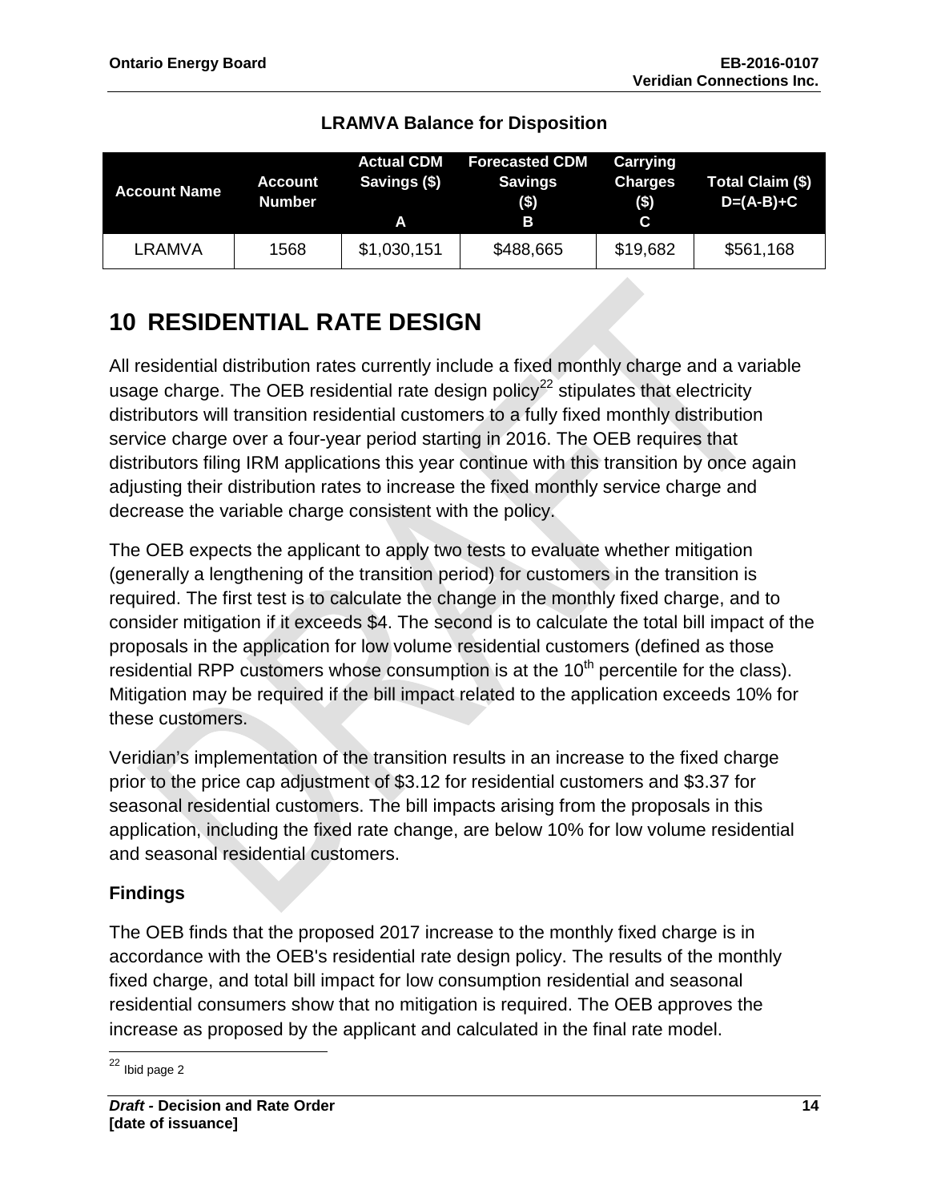**LRAMVA Balance for Disposition**

| Account Name | Account Number | Actual CDM Savings ($) A | Forecasted CDM Savings ($) B | Carrying Charges ($) C | Total Claim ($) D=(A-B)+C |
|---|---|---|---|---|---|
| LRAMVA | 1568 | $1,030,151 | $488,665 | $19,682 | $561,168 |

# 10 RESIDENTIAL RATE DESIGN

All residential distribution rates currently include a fixed monthly charge and a variable usage charge. The OEB residential rate design policy[22] stipulates that electricity distributors will transition residential customers to a fully fixed monthly distribution service charge over a four-year period starting in 2016. The OEB requires that distributors filing IRM applications this year continue with this transition by once again adjusting their distribution rates to increase the fixed monthly service charge and decrease the variable charge consistent with the policy.

The OEB expects the applicant to apply two tests to evaluate whether mitigation (generally a lengthening of the transition period) for customers in the transition is required. The first test is to calculate the change in the monthly fixed charge, and to consider mitigation if it exceeds $4. The second is to calculate the total bill impact of the proposals in the application for low volume residential customers (defined as those residential RPP customers whose consumption is at the 10th percentile for the class). Mitigation may be required if the bill impact related to the application exceeds 10% for these customers.

Veridian's implementation of the transition results in an increase to the fixed charge prior to the price cap adjustment of $3.12 for residential customers and $3.37 for seasonal residential customers. The bill impacts arising from the proposals in this application, including the fixed rate change, are below 10% for low volume residential and seasonal residential customers.

### Findings

The OEB finds that the proposed 2017 increase to the monthly fixed charge is in accordance with the OEB's residential rate design policy. The results of the monthly fixed charge, and total bill impact for low consumption residential and seasonal residential consumers show that no mitigation is required. The OEB approves the increase as proposed by the applicant and calculated in the final rate model.

[22] Ibid page 2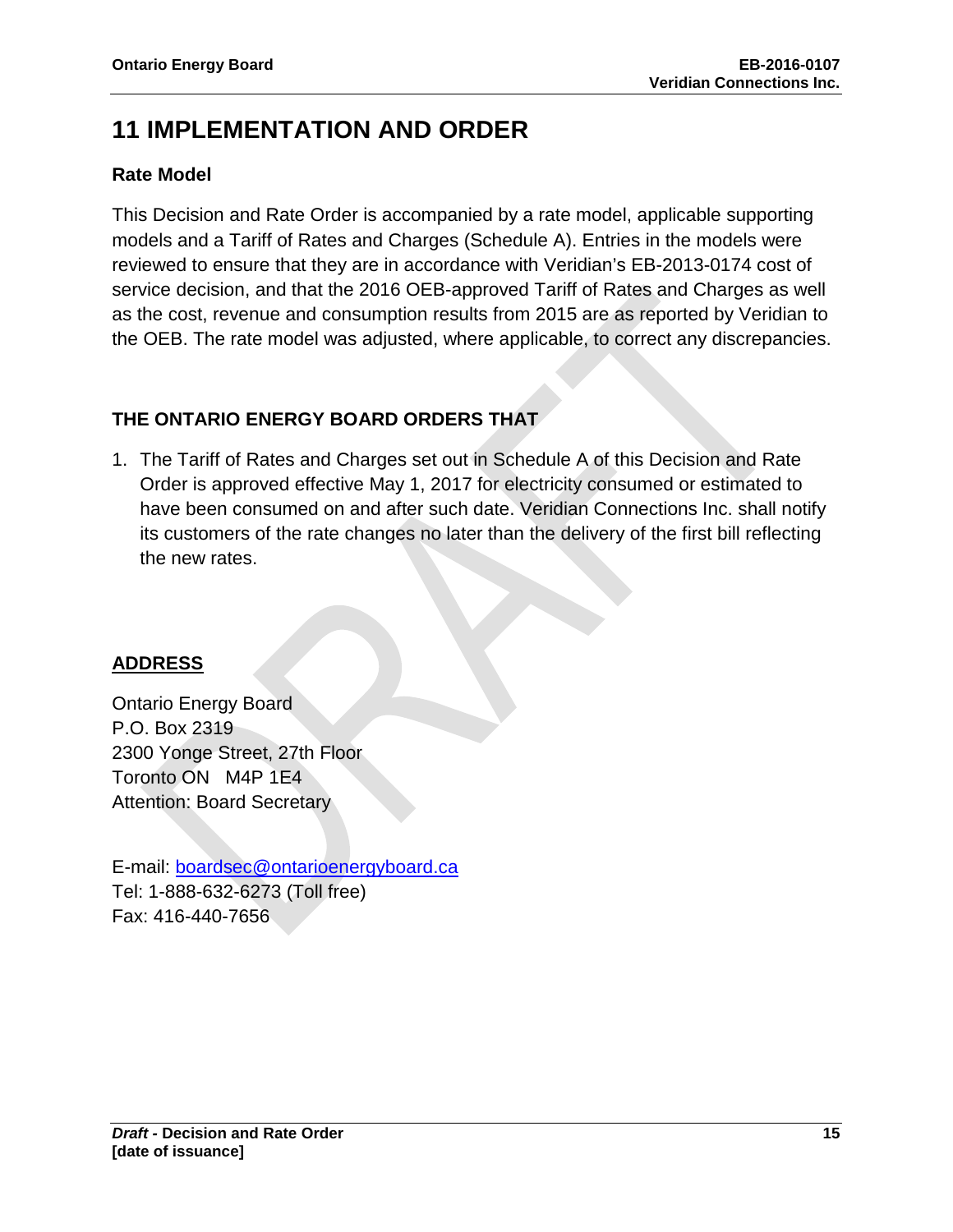# 11 IMPLEMENTATION AND ORDER

### Rate Model

This Decision and Rate Order is accompanied by a rate model, applicable supporting models and a Tariff of Rates and Charges (Schedule A). Entries in the models were reviewed to ensure that they are in accordance with Veridian's EB-2013-0174 cost of service decision, and that the 2016 OEB-approved Tariff of Rates and Charges as well as the cost, revenue and consumption results from 2015 are as reported by Veridian to the OEB. The rate model was adjusted, where applicable, to correct any discrepancies.

### THE ONTARIO ENERGY BOARD ORDERS THAT

1. The Tariff of Rates and Charges set out in Schedule A of this Decision and Rate Order is approved effective May 1, 2017 for electricity consumed or estimated to have been consumed on and after such date. Veridian Connections Inc. shall notify its customers of the rate changes no later than the delivery of the first bill reflecting the new rates.

**ADDRESS**

Ontario Energy Board
P.O. Box 2319
2300 Yonge Street, 27th Floor
Toronto ON M4P 1E4
Attention: Board Secretary

E-mail: boardsec@ontarioenergyboard.ca
Tel: 1-888-632-6273 (Toll free)
Fax: 416-440-7656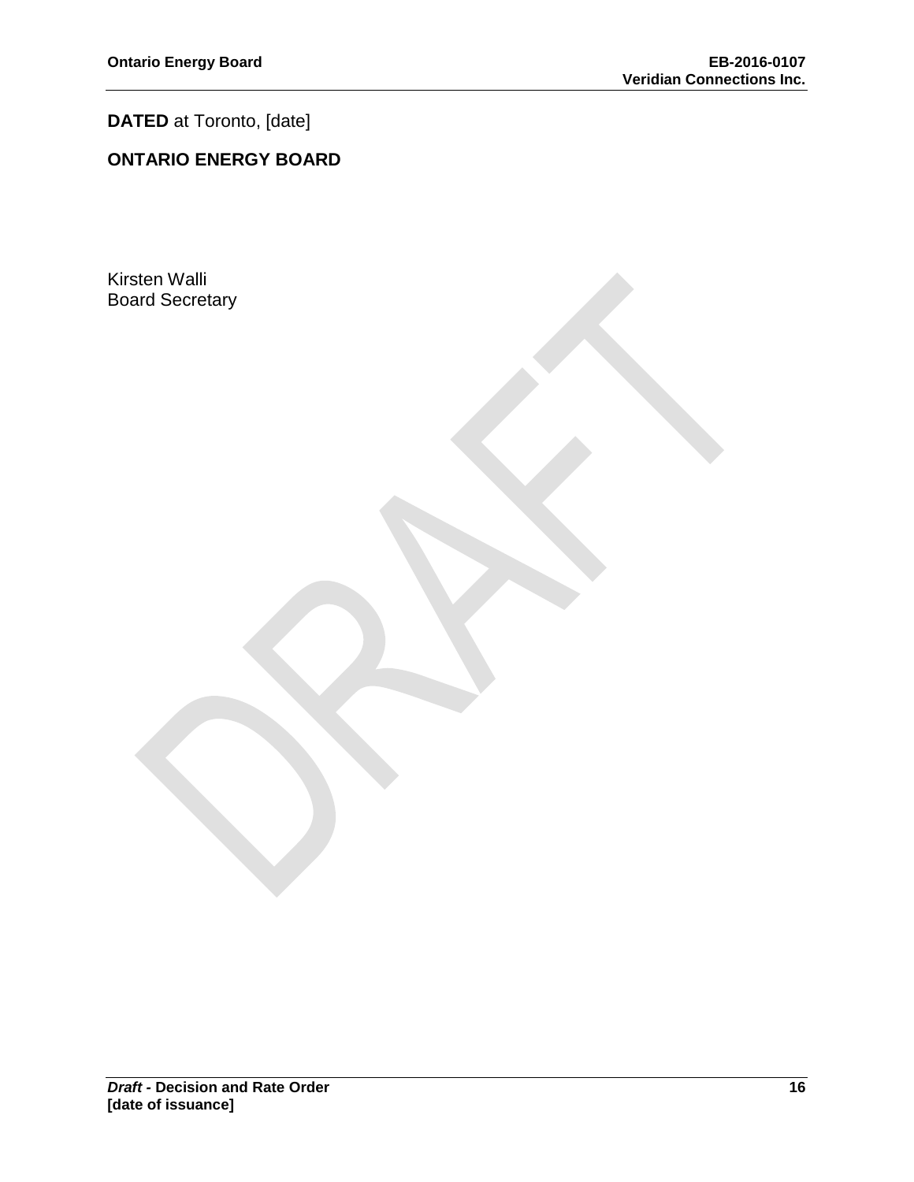**DATED** at Toronto, [date]

**ONTARIO ENERGY BOARD**

Kirsten Walli
Board Secretary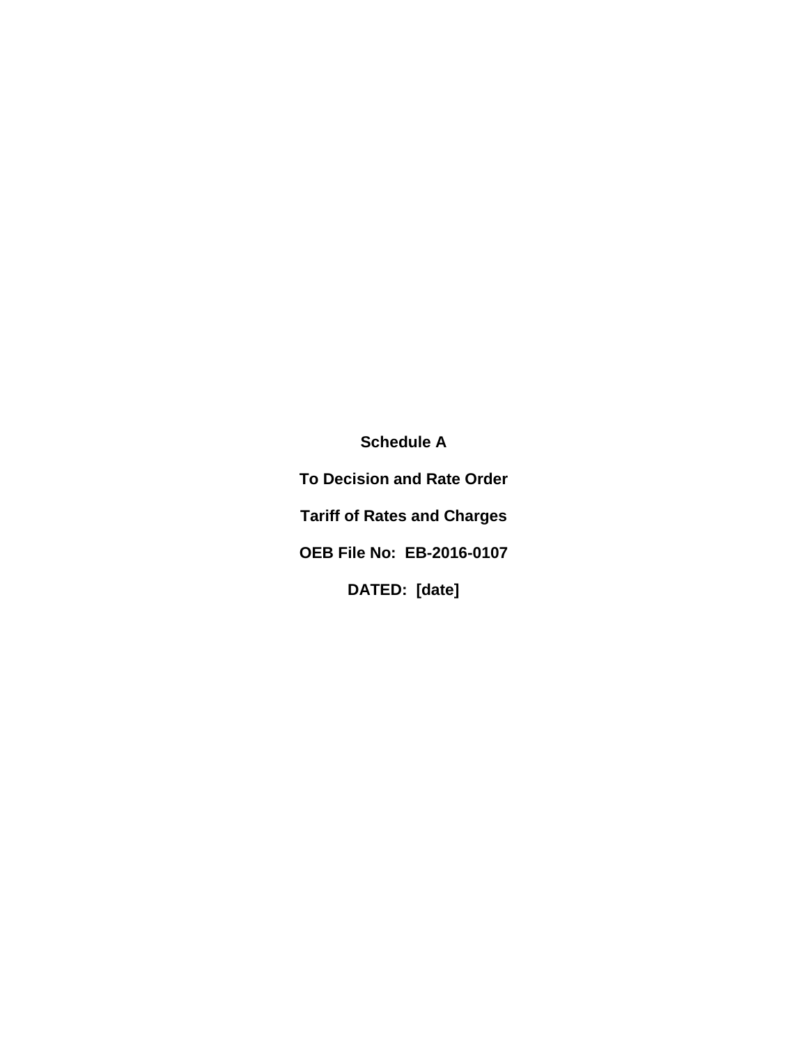**Schedule A**

**To Decision and Rate Order**

**Tariff of Rates and Charges**

**OEB File No: EB-2016-0107**

**DATED: [date]**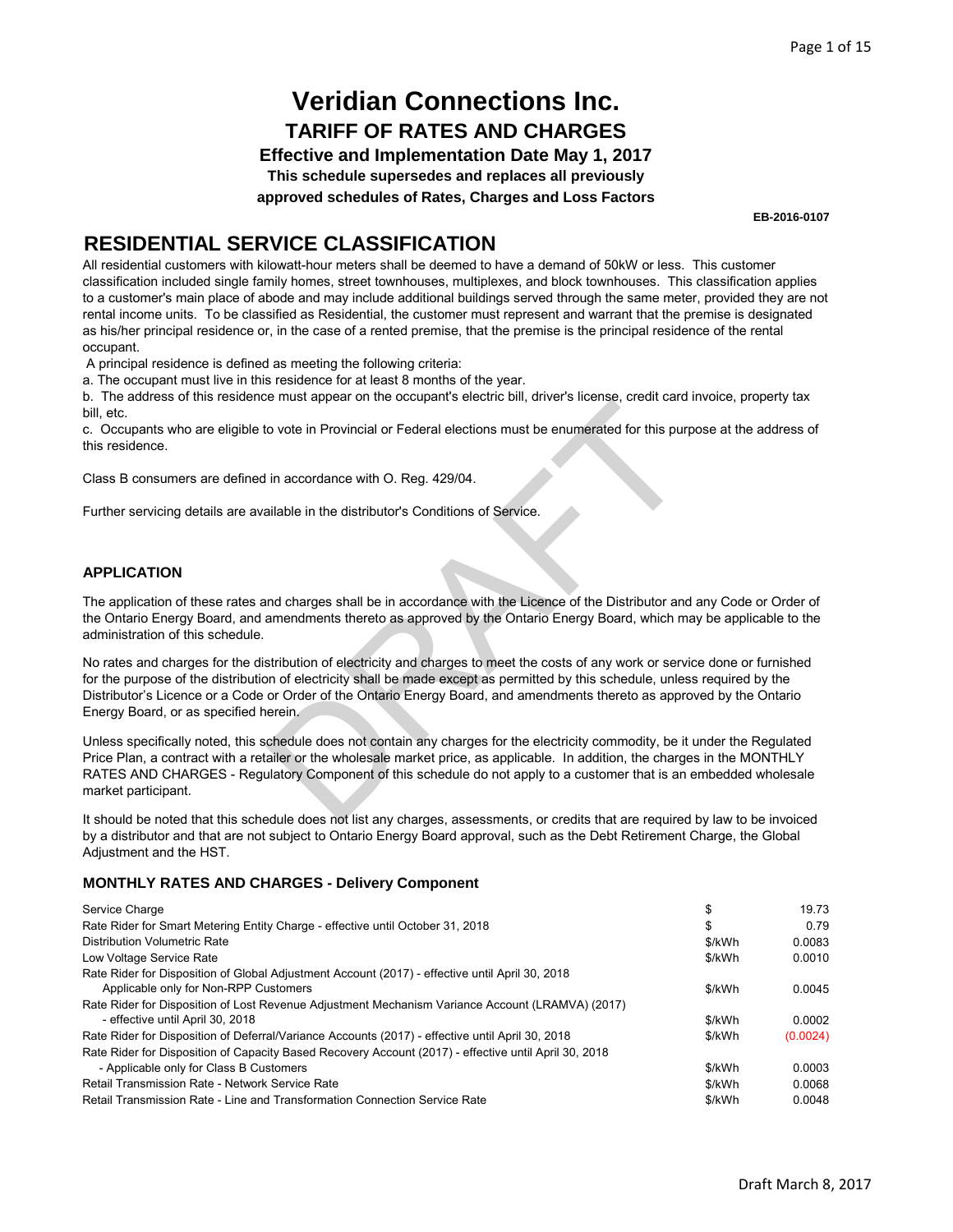# Veridian Connections Inc.

## TARIFF OF RATES AND CHARGES

### Effective and Implementation Date May 1, 2017

**This schedule supersedes and replaces all previously approved schedules of Rates, Charges and Loss Factors**

**EB-2016-0107**

## RESIDENTIAL SERVICE CLASSIFICATION

All residential customers with kilowatt-hour meters shall be deemed to have a demand of 50kW or less. This customer classification included single family homes, street townhouses, multiplexes, and block townhouses. This classification applies to a customer's main place of abode and may include additional buildings served through the same meter, provided they are not rental income units. To be classified as Residential, the customer must represent and warrant that the premise is designated as his/her principal residence or, in the case of a rented premise, that the premise is the principal residence of the rental occupant.

A principal residence is defined as meeting the following criteria:

a. The occupant must live in this residence for at least 8 months of the year.

b. The address of this residence must appear on the occupant's electric bill, driver's license, credit card invoice, property tax bill, etc.

c. Occupants who are eligible to vote in Provincial or Federal elections must be enumerated for this purpose at the address of this residence.

Class B consumers are defined in accordance with O. Reg. 429/04.

Further servicing details are available in the distributor's Conditions of Service.

### APPLICATION

The application of these rates and charges shall be in accordance with the Licence of the Distributor and any Code or Order of the Ontario Energy Board, and amendments thereto as approved by the Ontario Energy Board, which may be applicable to the administration of this schedule.

No rates and charges for the distribution of electricity and charges to meet the costs of any work or service done or furnished for the purpose of the distribution of electricity shall be made except as permitted by this schedule, unless required by the Distributor's Licence or a Code or Order of the Ontario Energy Board, and amendments thereto as approved by the Ontario Energy Board, or as specified herein.

Unless specifically noted, this schedule does not contain any charges for the electricity commodity, be it under the Regulated Price Plan, a contract with a retailer or the wholesale market price, as applicable. In addition, the charges in the MONTHLY RATES AND CHARGES - Regulatory Component of this schedule do not apply to a customer that is an embedded wholesale market participant.

It should be noted that this schedule does not list any charges, assessments, or credits that are required by law to be invoiced by a distributor and that are not subject to Ontario Energy Board approval, such as the Debt Retirement Charge, the Global Adjustment and the HST.

### MONTHLY RATES AND CHARGES - Delivery Component

| | | |
|---|---|---|
| Service Charge | $ | 19.73 |
| Rate Rider for Smart Metering Entity Charge - effective until October 31, 2018 | $ | 0.79 |
| Distribution Volumetric Rate | $/kWh | 0.0083 |
| Low Voltage Service Rate | $/kWh | 0.0010 |
| Rate Rider for Disposition of Global Adjustment Account (2017) - effective until April 30, 2018 - Applicable only for Non-RPP Customers | $/kWh | 0.0045 |
| Rate Rider for Disposition of Lost Revenue Adjustment Mechanism Variance Account (LRAMVA) (2017) - effective until April 30, 2018 | $/kWh | 0.0002 |
| Rate Rider for Disposition of Deferral/Variance Accounts (2017) - effective until April 30, 2018 | $/kWh | (0.0024) |
| Rate Rider for Disposition of Capacity Based Recovery Account (2017) - effective until April 30, 2018 - Applicable only for Class B Customers | $/kWh | 0.0003 |
| Retail Transmission Rate - Network Service Rate | $/kWh | 0.0068 |
| Retail Transmission Rate - Line and Transformation Connection Service Rate | $/kWh | 0.0048 |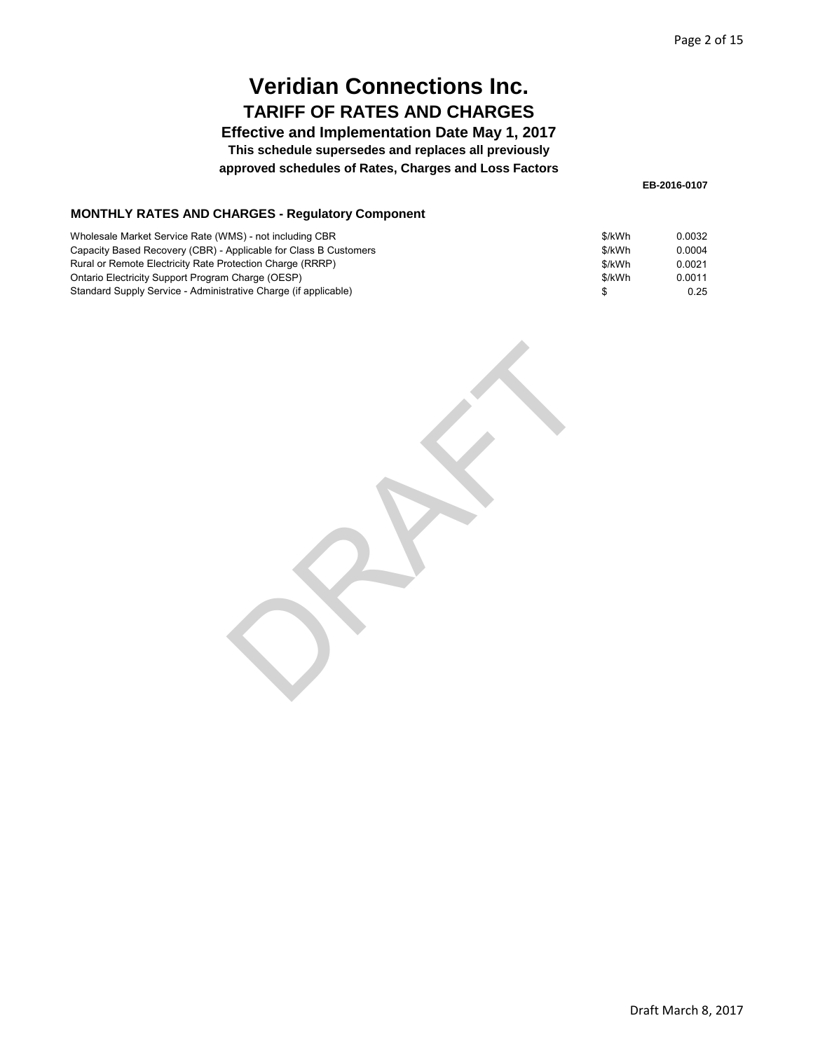# Veridian Connections Inc.

## TARIFF OF RATES AND CHARGES

### Effective and Implementation Date May 1, 2017

**This schedule supersedes and replaces all previously approved schedules of Rates, Charges and Loss Factors**

**EB-2016-0107**

### MONTHLY RATES AND CHARGES - Regulatory Component

| | | |
|---|---|---|
| Wholesale Market Service Rate (WMS) - not including CBR | $/kWh | 0.0032 |
| Capacity Based Recovery (CBR) - Applicable for Class B Customers | $/kWh | 0.0004 |
| Rural or Remote Electricity Rate Protection Charge (RRRP) | $/kWh | 0.0021 |
| Ontario Electricity Support Program Charge (OESP) | $/kWh | 0.0011 |
| Standard Supply Service - Administrative Charge (if applicable) | $ | 0.25 |

DRAFT

Draft March 8, 2017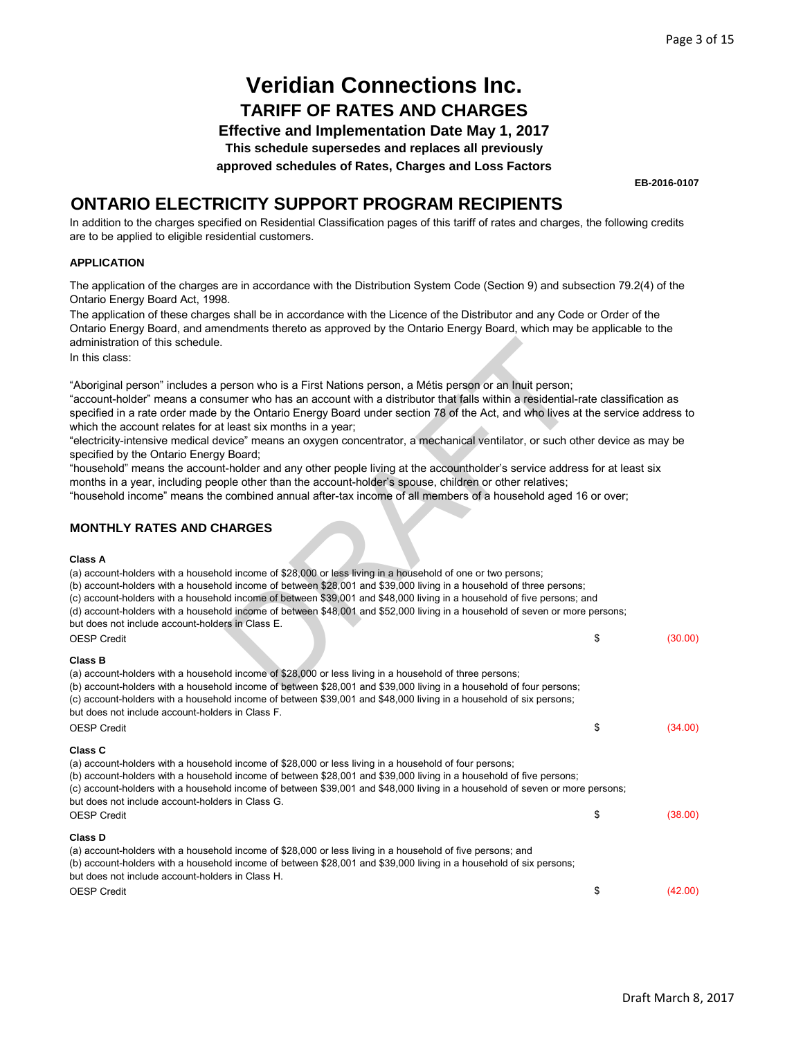# Veridian Connections Inc.

## TARIFF OF RATES AND CHARGES

**Effective and Implementation Date May 1, 2017**

**This schedule supersedes and replaces all previously approved schedules of Rates, Charges and Loss Factors**

**EB-2016-0107**

## ONTARIO ELECTRICITY SUPPORT PROGRAM RECIPIENTS

In addition to the charges specified on Residential Classification pages of this tariff of rates and charges, the following credits are to be applied to eligible residential customers.

### APPLICATION

The application of the charges are in accordance with the Distribution System Code (Section 9) and subsection 79.2(4) of the Ontario Energy Board Act, 1998.

The application of these charges shall be in accordance with the Licence of the Distributor and any Code or Order of the Ontario Energy Board, and amendments thereto as approved by the Ontario Energy Board, which may be applicable to the administration of this schedule.

In this class:

"Aboriginal person" includes a person who is a First Nations person, a Métis person or an Inuit person;

"account-holder" means a consumer who has an account with a distributor that falls within a residential-rate classification as specified in a rate order made by the Ontario Energy Board under section 78 of the Act, and who lives at the service address to which the account relates for at least six months in a year;

"electricity-intensive medical device" means an oxygen concentrator, a mechanical ventilator, or such other device as may be specified by the Ontario Energy Board;

"household" means the account-holder and any other people living at the accountholder's service address for at least six months in a year, including people other than the account-holder's spouse, children or other relatives;

"household income" means the combined annual after-tax income of all members of a household aged 16 or over;

### MONTHLY RATES AND CHARGES

**Class A**

(a) account-holders with a household income of $28,000 or less living in a household of one or two persons;
(b) account-holders with a household income of between $28,001 and $39,000 living in a household of three persons;
(c) account-holders with a household income of between $39,001 and $48,000 living in a household of five persons; and
(d) account-holders with a household income of between $48,001 and $52,000 living in a household of seven or more persons;
but does not include account-holders in Class E.

| | | |
|---|---|---|
| OESP Credit | $ | (30.00) |

**Class B**

(a) account-holders with a household income of $28,000 or less living in a household of three persons;
(b) account-holders with a household income of between $28,001 and $39,000 living in a household of four persons;
(c) account-holders with a household income of between $39,001 and $48,000 living in a household of six persons;
but does not include account-holders in Class F.

| | | |
|---|---|---|
| OESP Credit | $ | (34.00) |

**Class C**

(a) account-holders with a household income of $28,000 or less living in a household of four persons;
(b) account-holders with a household income of between $28,001 and $39,000 living in a household of five persons;
(c) account-holders with a household income of between $39,001 and $48,000 living in a household of seven or more persons;
but does not include account-holders in Class G.

| | | |
|---|---|---|
| OESP Credit | $ | (38.00) |

**Class D**

(a) account-holders with a household income of $28,000 or less living in a household of five persons; and
(b) account-holders with a household income of between $28,001 and $39,000 living in a household of six persons;
but does not include account-holders in Class H.

| | | |
|---|---|---|
| OESP Credit | $ | (42.00) |

Draft March 8, 2017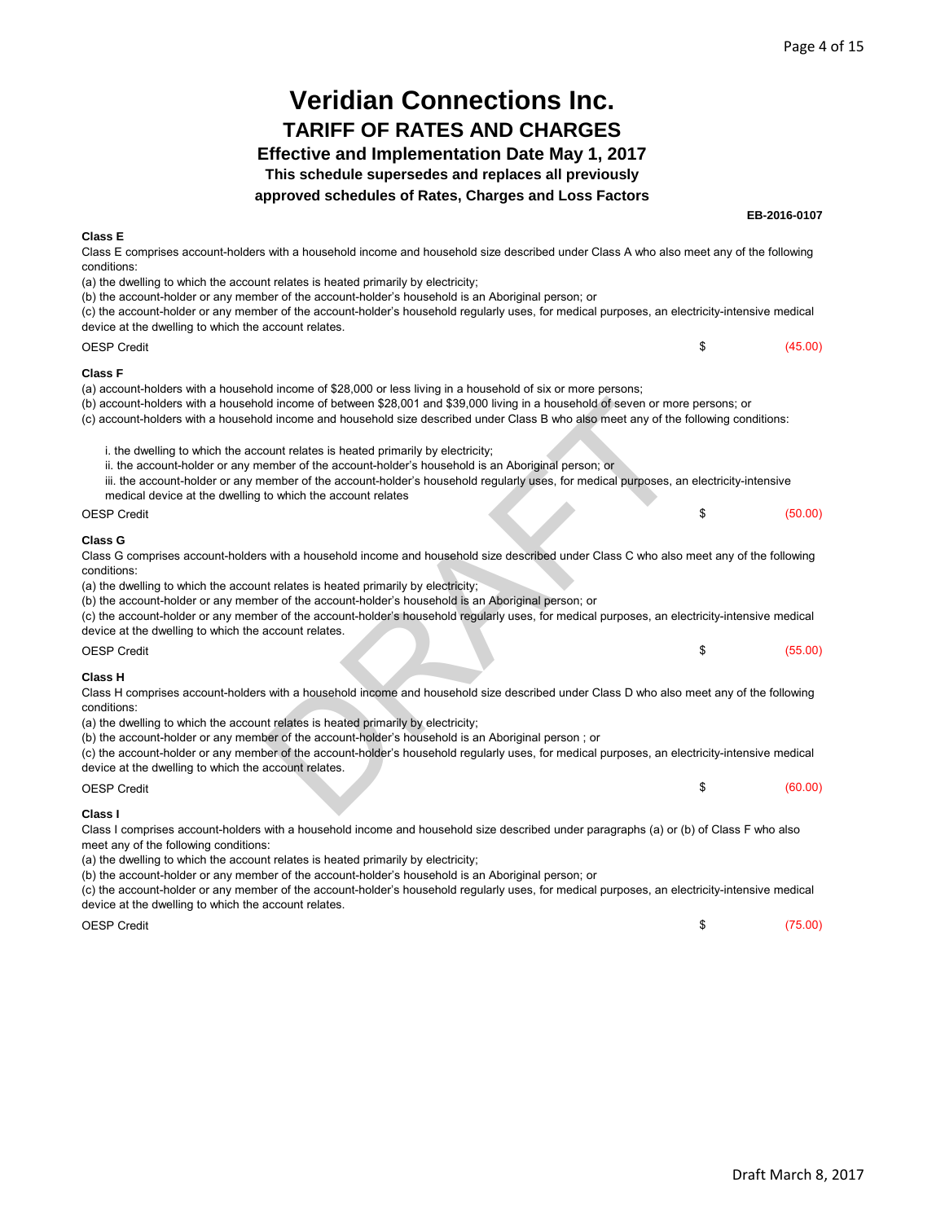# Veridian Connections Inc.

## TARIFF OF RATES AND CHARGES

### Effective and Implementation Date May 1, 2017

**This schedule supersedes and replaces all previously approved schedules of Rates, Charges and Loss Factors**

**EB-2016-0107**

**Class E**

Class E comprises account-holders with a household income and household size described under Class A who also meet any of the following conditions:

(a) the dwelling to which the account relates is heated primarily by electricity;
(b) the account-holder or any member of the account-holder's household is an Aboriginal person; or
(c) the account-holder or any member of the account-holder's household regularly uses, for medical purposes, an electricity-intensive medical device at the dwelling to which the account relates.

| | | |
|---|---|---|
| OESP Credit | $ | (45.00) |

**Class F**

(a) account-holders with a household income of $28,000 or less living in a household of six or more persons;
(b) account-holders with a household income of between $28,001 and $39,000 living in a household of seven or more persons; or
(c) account-holders with a household income and household size described under Class B who also meet any of the following conditions:

i. the dwelling to which the account relates is heated primarily by electricity;
ii. the account-holder or any member of the account-holder's household is an Aboriginal person; or
iii. the account-holder or any member of the account-holder's household regularly uses, for medical purposes, an electricity-intensive medical device at the dwelling to which the account relates

| | | |
|---|---|---|
| OESP Credit | $ | (50.00) |

**Class G**

Class G comprises account-holders with a household income and household size described under Class C who also meet any of the following conditions:

(a) the dwelling to which the account relates is heated primarily by electricity;
(b) the account-holder or any member of the account-holder's household is an Aboriginal person; or
(c) the account-holder or any member of the account-holder's household regularly uses, for medical purposes, an electricity-intensive medical device at the dwelling to which the account relates.

| | | |
|---|---|---|
| OESP Credit | $ | (55.00) |

**Class H**

Class H comprises account-holders with a household income and household size described under Class D who also meet any of the following conditions:

(a) the dwelling to which the account relates is heated primarily by electricity;
(b) the account-holder or any member of the account-holder's household is an Aboriginal person ; or
(c) the account-holder or any member of the account-holder's household regularly uses, for medical purposes, an electricity-intensive medical device at the dwelling to which the account relates.

| | | |
|---|---|---|
| OESP Credit | $ | (60.00) |

**Class I**

Class I comprises account-holders with a household income and household size described under paragraphs (a) or (b) of Class F who also meet any of the following conditions:

(a) the dwelling to which the account relates is heated primarily by electricity;
(b) the account-holder or any member of the account-holder's household is an Aboriginal person; or
(c) the account-holder or any member of the account-holder's household regularly uses, for medical purposes, an electricity-intensive medical device at the dwelling to which the account relates.

| | | |
|---|---|---|
| OESP Credit | $ | (75.00) |

Draft March 8, 2017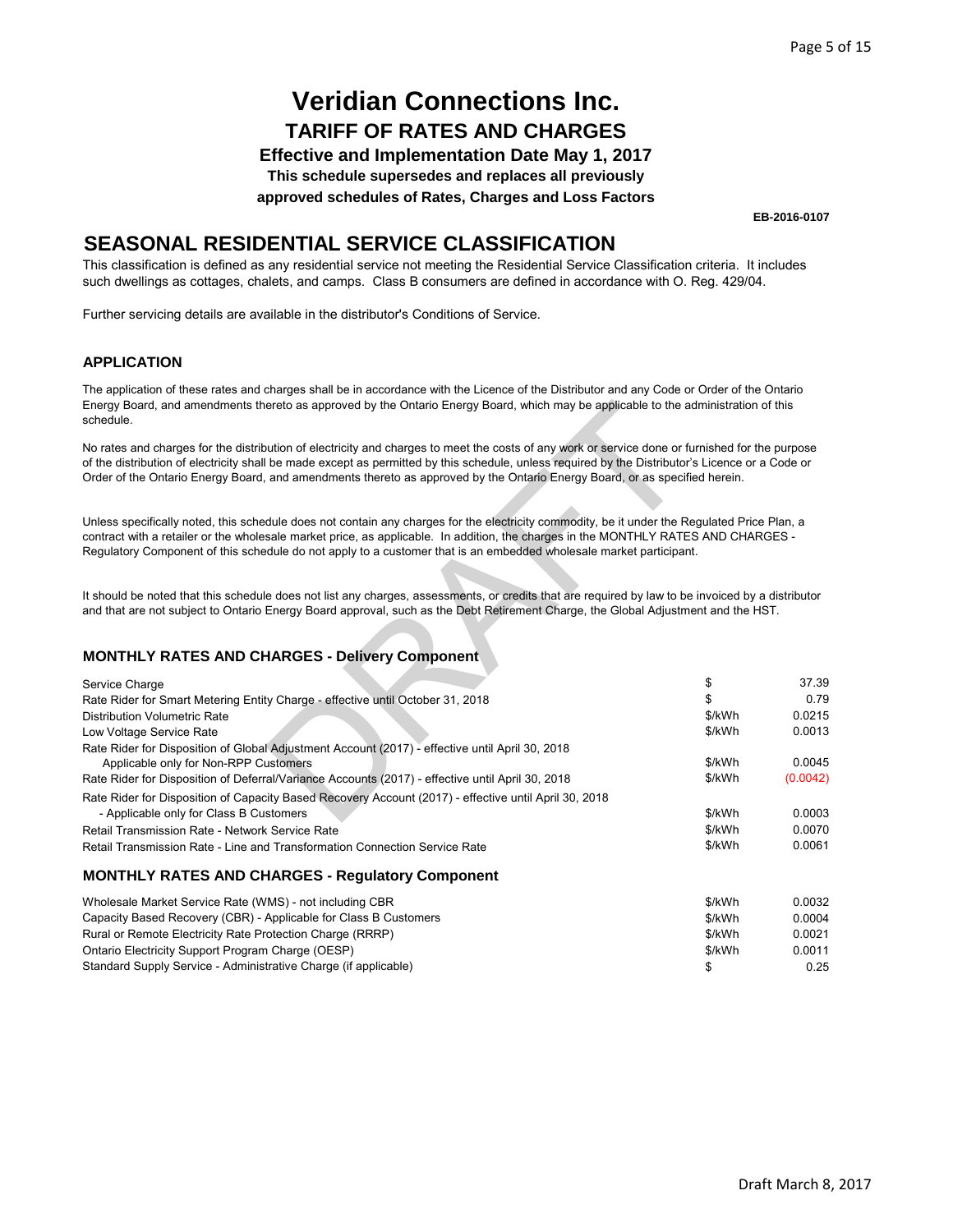# Veridian Connections Inc.

## TARIFF OF RATES AND CHARGES

**Effective and Implementation Date May 1, 2017**

**This schedule supersedes and replaces all previously approved schedules of Rates, Charges and Loss Factors**

**EB-2016-0107**

## SEASONAL RESIDENTIAL SERVICE CLASSIFICATION

This classification is defined as any residential service not meeting the Residential Service Classification criteria. It includes such dwellings as cottages, chalets, and camps. Class B consumers are defined in accordance with O. Reg. 429/04.

Further servicing details are available in the distributor's Conditions of Service.

### APPLICATION

The application of these rates and charges shall be in accordance with the Licence of the Distributor and any Code or Order of the Ontario Energy Board, and amendments thereto as approved by the Ontario Energy Board, which may be applicable to the administration of this schedule.

No rates and charges for the distribution of electricity and charges to meet the costs of any work or service done or furnished for the purpose of the distribution of electricity shall be made except as permitted by this schedule, unless required by the Distributor's Licence or a Code or Order of the Ontario Energy Board, and amendments thereto as approved by the Ontario Energy Board, or as specified herein.

Unless specifically noted, this schedule does not contain any charges for the electricity commodity, be it under the Regulated Price Plan, a contract with a retailer or the wholesale market price, as applicable. In addition, the charges in the MONTHLY RATES AND CHARGES - Regulatory Component of this schedule do not apply to a customer that is an embedded wholesale market participant.

It should be noted that this schedule does not list any charges, assessments, or credits that are required by law to be invoiced by a distributor and that are not subject to Ontario Energy Board approval, such as the Debt Retirement Charge, the Global Adjustment and the HST.

### MONTHLY RATES AND CHARGES - Delivery Component

| | | |
|---|---|---|
| Service Charge | $ | 37.39 |
| Rate Rider for Smart Metering Entity Charge - effective until October 31, 2018 | $ | 0.79 |
| Distribution Volumetric Rate | $/kWh | 0.0215 |
| Low Voltage Service Rate | $/kWh | 0.0013 |
| Rate Rider for Disposition of Global Adjustment Account (2017) - effective until April 30, 2018 Applicable only for Non-RPP Customers | $/kWh | 0.0045 |
| Rate Rider for Disposition of Deferral/Variance Accounts (2017) - effective until April 30, 2018 | $/kWh | (0.0042) |
| Rate Rider for Disposition of Capacity Based Recovery Account (2017) - effective until April 30, 2018 - Applicable only for Class B Customers | $/kWh | 0.0003 |
| Retail Transmission Rate - Network Service Rate | $/kWh | 0.0070 |
| Retail Transmission Rate - Line and Transformation Connection Service Rate | $/kWh | 0.0061 |

### MONTHLY RATES AND CHARGES - Regulatory Component

| | | |
|---|---|---|
| Wholesale Market Service Rate (WMS) - not including CBR | $/kWh | 0.0032 |
| Capacity Based Recovery (CBR) - Applicable for Class B Customers | $/kWh | 0.0004 |
| Rural or Remote Electricity Rate Protection Charge (RRRP) | $/kWh | 0.0021 |
| Ontario Electricity Support Program Charge (OESP) | $/kWh | 0.0011 |
| Standard Supply Service - Administrative Charge (if applicable) | $ | 0.25 |

Draft March 8, 2017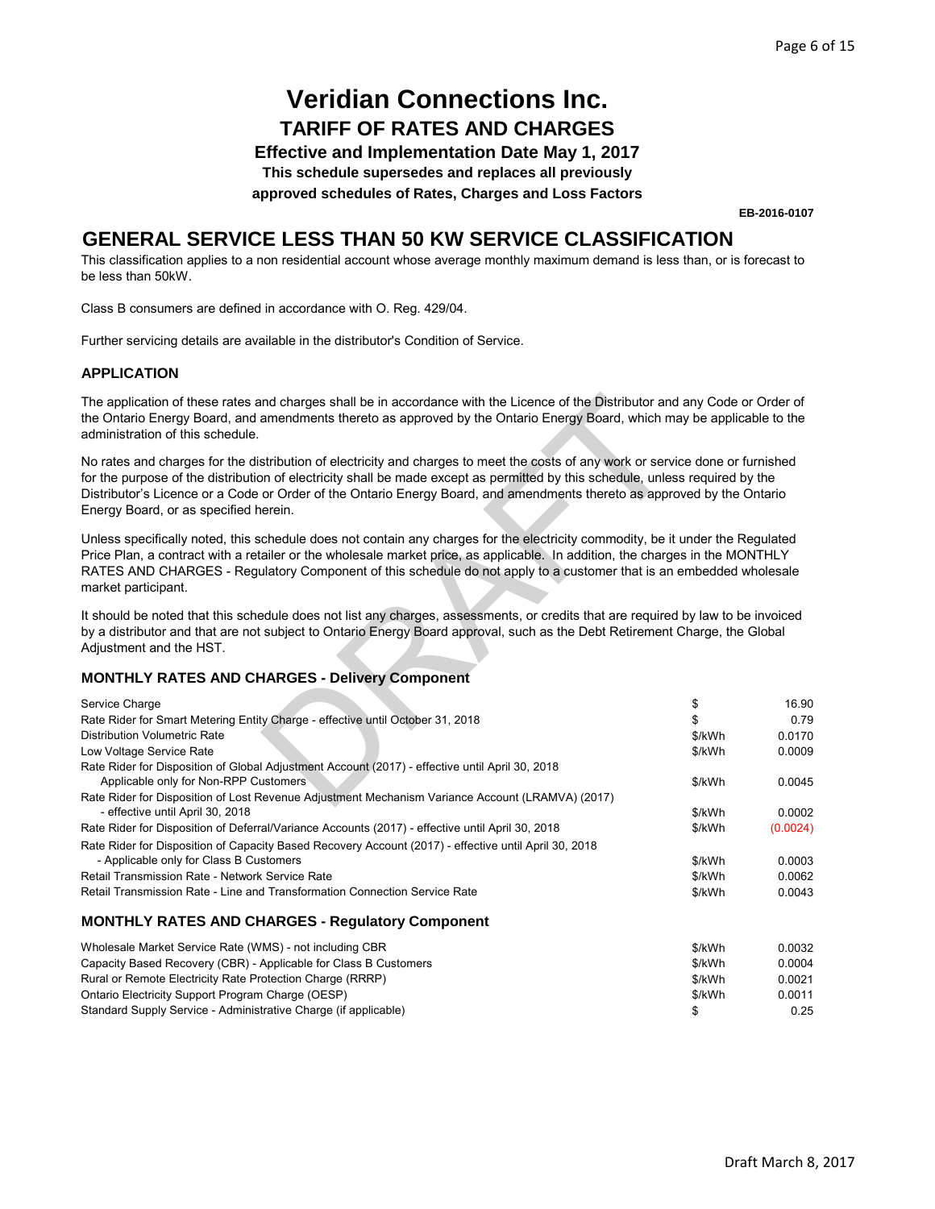# Veridian Connections Inc.

## TARIFF OF RATES AND CHARGES

**Effective and Implementation Date May 1, 2017**

**This schedule supersedes and replaces all previously approved schedules of Rates, Charges and Loss Factors**

**EB-2016-0107**

## GENERAL SERVICE LESS THAN 50 KW SERVICE CLASSIFICATION

This classification applies to a non residential account whose average monthly maximum demand is less than, or is forecast to be less than 50kW.

Class B consumers are defined in accordance with O. Reg. 429/04.

Further servicing details are available in the distributor's Condition of Service.

### APPLICATION

The application of these rates and charges shall be in accordance with the Licence of the Distributor and any Code or Order of the Ontario Energy Board, and amendments thereto as approved by the Ontario Energy Board, which may be applicable to the administration of this schedule.

No rates and charges for the distribution of electricity and charges to meet the costs of any work or service done or furnished for the purpose of the distribution of electricity shall be made except as permitted by this schedule, unless required by the Distributor's Licence or a Code or Order of the Ontario Energy Board, and amendments thereto as approved by the Ontario Energy Board, or as specified herein.

Unless specifically noted, this schedule does not contain any charges for the electricity commodity, be it under the Regulated Price Plan, a contract with a retailer or the wholesale market price, as applicable. In addition, the charges in the MONTHLY RATES AND CHARGES - Regulatory Component of this schedule do not apply to a customer that is an embedded wholesale market participant.

It should be noted that this schedule does not list any charges, assessments, or credits that are required by law to be invoiced by a distributor and that are not subject to Ontario Energy Board approval, such as the Debt Retirement Charge, the Global Adjustment and the HST.

### MONTHLY RATES AND CHARGES - Delivery Component

| | | |
|---|---|---|
| Service Charge | $ | 16.90 |
| Rate Rider for Smart Metering Entity Charge - effective until October 31, 2018 | $ | 0.79 |
| Distribution Volumetric Rate | $/kWh | 0.0170 |
| Low Voltage Service Rate | $/kWh | 0.0009 |
| Rate Rider for Disposition of Global Adjustment Account (2017) - effective until April 30, 2018 Applicable only for Non-RPP Customers | $/kWh | 0.0045 |
| Rate Rider for Disposition of Lost Revenue Adjustment Mechanism Variance Account (LRAMVA) (2017) - effective until April 30, 2018 | $/kWh | 0.0002 |
| Rate Rider for Disposition of Deferral/Variance Accounts (2017) - effective until April 30, 2018 | $/kWh | (0.0024) |
| Rate Rider for Disposition of Capacity Based Recovery Account (2017) - effective until April 30, 2018 - Applicable only for Class B Customers | $/kWh | 0.0003 |
| Retail Transmission Rate - Network Service Rate | $/kWh | 0.0062 |
| Retail Transmission Rate - Line and Transformation Connection Service Rate | $/kWh | 0.0043 |

### MONTHLY RATES AND CHARGES - Regulatory Component

| | | |
|---|---|---|
| Wholesale Market Service Rate (WMS) - not including CBR | $/kWh | 0.0032 |
| Capacity Based Recovery (CBR) - Applicable for Class B Customers | $/kWh | 0.0004 |
| Rural or Remote Electricity Rate Protection Charge (RRRP) | $/kWh | 0.0021 |
| Ontario Electricity Support Program Charge (OESP) | $/kWh | 0.0011 |
| Standard Supply Service - Administrative Charge (if applicable) | $ | 0.25 |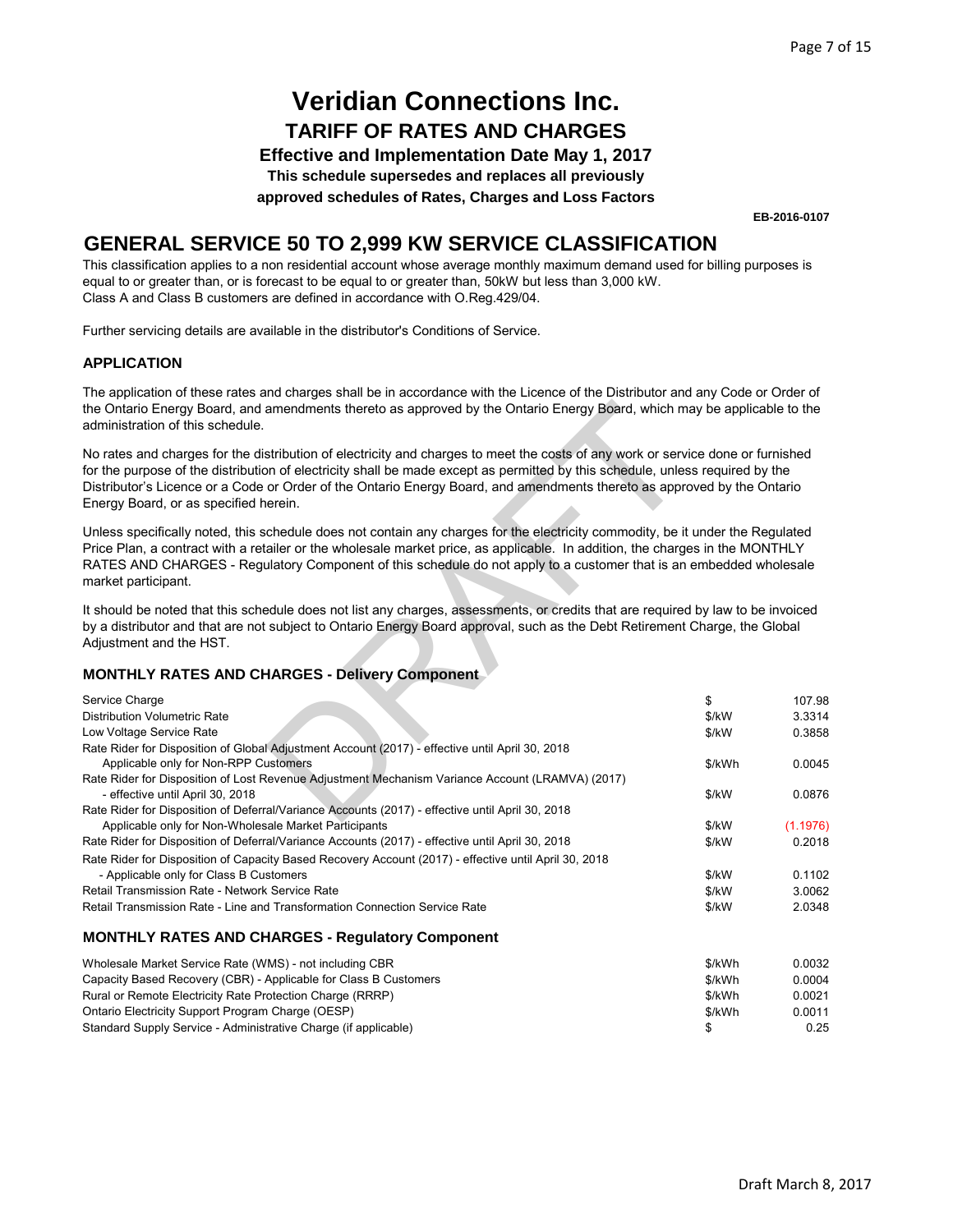# Veridian Connections Inc.

## TARIFF OF RATES AND CHARGES

**Effective and Implementation Date May 1, 2017**

**This schedule supersedes and replaces all previously approved schedules of Rates, Charges and Loss Factors**

**EB-2016-0107**

## GENERAL SERVICE 50 TO 2,999 KW SERVICE CLASSIFICATION

This classification applies to a non residential account whose average monthly maximum demand used for billing purposes is equal to or greater than, or is forecast to be equal to or greater than, 50kW but less than 3,000 kW.
Class A and Class B customers are defined in accordance with O.Reg.429/04.

Further servicing details are available in the distributor's Conditions of Service.

### APPLICATION

The application of these rates and charges shall be in accordance with the Licence of the Distributor and any Code or Order of the Ontario Energy Board, and amendments thereto as approved by the Ontario Energy Board, which may be applicable to the administration of this schedule.

No rates and charges for the distribution of electricity and charges to meet the costs of any work or service done or furnished for the purpose of the distribution of electricity shall be made except as permitted by this schedule, unless required by the Distributor's Licence or a Code or Order of the Ontario Energy Board, and amendments thereto as approved by the Ontario Energy Board, or as specified herein.

Unless specifically noted, this schedule does not contain any charges for the electricity commodity, be it under the Regulated Price Plan, a contract with a retailer or the wholesale market price, as applicable. In addition, the charges in the MONTHLY RATES AND CHARGES - Regulatory Component of this schedule do not apply to a customer that is an embedded wholesale market participant.

It should be noted that this schedule does not list any charges, assessments, or credits that are required by law to be invoiced by a distributor and that are not subject to Ontario Energy Board approval, such as the Debt Retirement Charge, the Global Adjustment and the HST.

### MONTHLY RATES AND CHARGES - Delivery Component

| | | |
|---|---|---|
| Service Charge | $ | 107.98 |
| Distribution Volumetric Rate | $/kW | 3.3314 |
| Low Voltage Service Rate | $/kW | 0.3858 |
| Rate Rider for Disposition of Global Adjustment Account (2017) - effective until April 30, 2018 Applicable only for Non-RPP Customers | $/kWh | 0.0045 |
| Rate Rider for Disposition of Lost Revenue Adjustment Mechanism Variance Account (LRAMVA) (2017) - effective until April 30, 2018 | $/kW | 0.0876 |
| Rate Rider for Disposition of Deferral/Variance Accounts (2017) - effective until April 30, 2018 Applicable only for Non-Wholesale Market Participants | $/kW | (1.1976) |
| Rate Rider for Disposition of Deferral/Variance Accounts (2017) - effective until April 30, 2018 | $/kW | 0.2018 |
| Rate Rider for Disposition of Capacity Based Recovery Account (2017) - effective until April 30, 2018 - Applicable only for Class B Customers | $/kW | 0.1102 |
| Retail Transmission Rate - Network Service Rate | $/kW | 3.0062 |
| Retail Transmission Rate - Line and Transformation Connection Service Rate | $/kW | 2.0348 |

### MONTHLY RATES AND CHARGES - Regulatory Component

| | | |
|---|---|---|
| Wholesale Market Service Rate (WMS) - not including CBR | $/kWh | 0.0032 |
| Capacity Based Recovery (CBR) - Applicable for Class B Customers | $/kWh | 0.0004 |
| Rural or Remote Electricity Rate Protection Charge (RRRP) | $/kWh | 0.0021 |
| Ontario Electricity Support Program Charge (OESP) | $/kWh | 0.0011 |
| Standard Supply Service - Administrative Charge (if applicable) | $ | 0.25 |

Draft March 8, 2017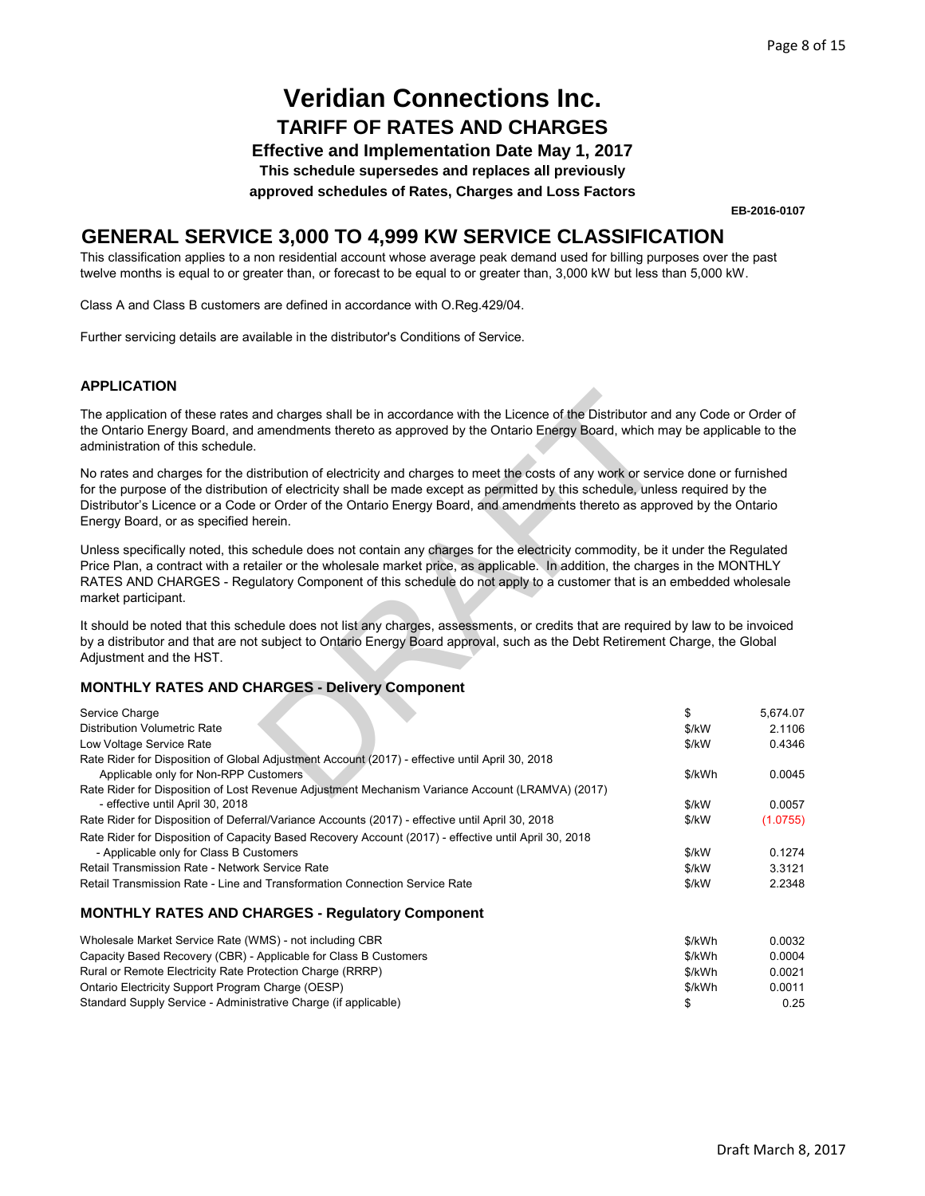# Veridian Connections Inc.

## TARIFF OF RATES AND CHARGES

**Effective and Implementation Date May 1, 2017**

**This schedule supersedes and replaces all previously approved schedules of Rates, Charges and Loss Factors**

**EB-2016-0107**

## GENERAL SERVICE 3,000 TO 4,999 KW SERVICE CLASSIFICATION

This classification applies to a non residential account whose average peak demand used for billing purposes over the past twelve months is equal to or greater than, or forecast to be equal to or greater than, 3,000 kW but less than 5,000 kW.

Class A and Class B customers are defined in accordance with O.Reg.429/04.

Further servicing details are available in the distributor's Conditions of Service.

### APPLICATION

The application of these rates and charges shall be in accordance with the Licence of the Distributor and any Code or Order of the Ontario Energy Board, and amendments thereto as approved by the Ontario Energy Board, which may be applicable to the administration of this schedule.

No rates and charges for the distribution of electricity and charges to meet the costs of any work or service done or furnished for the purpose of the distribution of electricity shall be made except as permitted by this schedule, unless required by the Distributor's Licence or a Code or Order of the Ontario Energy Board, and amendments thereto as approved by the Ontario Energy Board, or as specified herein.

Unless specifically noted, this schedule does not contain any charges for the electricity commodity, be it under the Regulated Price Plan, a contract with a retailer or the wholesale market price, as applicable. In addition, the charges in the MONTHLY RATES AND CHARGES - Regulatory Component of this schedule do not apply to a customer that is an embedded wholesale market participant.

It should be noted that this schedule does not list any charges, assessments, or credits that are required by law to be invoiced by a distributor and that are not subject to Ontario Energy Board approval, such as the Debt Retirement Charge, the Global Adjustment and the HST.

### MONTHLY RATES AND CHARGES - Delivery Component

| | | |
|---|---|---|
| Service Charge | $ | 5,674.07 |
| Distribution Volumetric Rate | $/kW | 2.1106 |
| Low Voltage Service Rate | $/kW | 0.4346 |
| Rate Rider for Disposition of Global Adjustment Account (2017) - effective until April 30, 2018 Applicable only for Non-RPP Customers | $/kWh | 0.0045 |
| Rate Rider for Disposition of Lost Revenue Adjustment Mechanism Variance Account (LRAMVA) (2017) - effective until April 30, 2018 | $/kW | 0.0057 |
| Rate Rider for Disposition of Deferral/Variance Accounts (2017) - effective until April 30, 2018 | $/kW | (1.0755) |
| Rate Rider for Disposition of Capacity Based Recovery Account (2017) - effective until April 30, 2018 - Applicable only for Class B Customers | $/kW | 0.1274 |
| Retail Transmission Rate - Network Service Rate | $/kW | 3.3121 |
| Retail Transmission Rate - Line and Transformation Connection Service Rate | $/kW | 2.2348 |

### MONTHLY RATES AND CHARGES - Regulatory Component

| | | |
|---|---|---|
| Wholesale Market Service Rate (WMS) - not including CBR | $/kWh | 0.0032 |
| Capacity Based Recovery (CBR) - Applicable for Class B Customers | $/kWh | 0.0004 |
| Rural or Remote Electricity Rate Protection Charge (RRRP) | $/kWh | 0.0021 |
| Ontario Electricity Support Program Charge (OESP) | $/kWh | 0.0011 |
| Standard Supply Service - Administrative Charge (if applicable) | $ | 0.25 |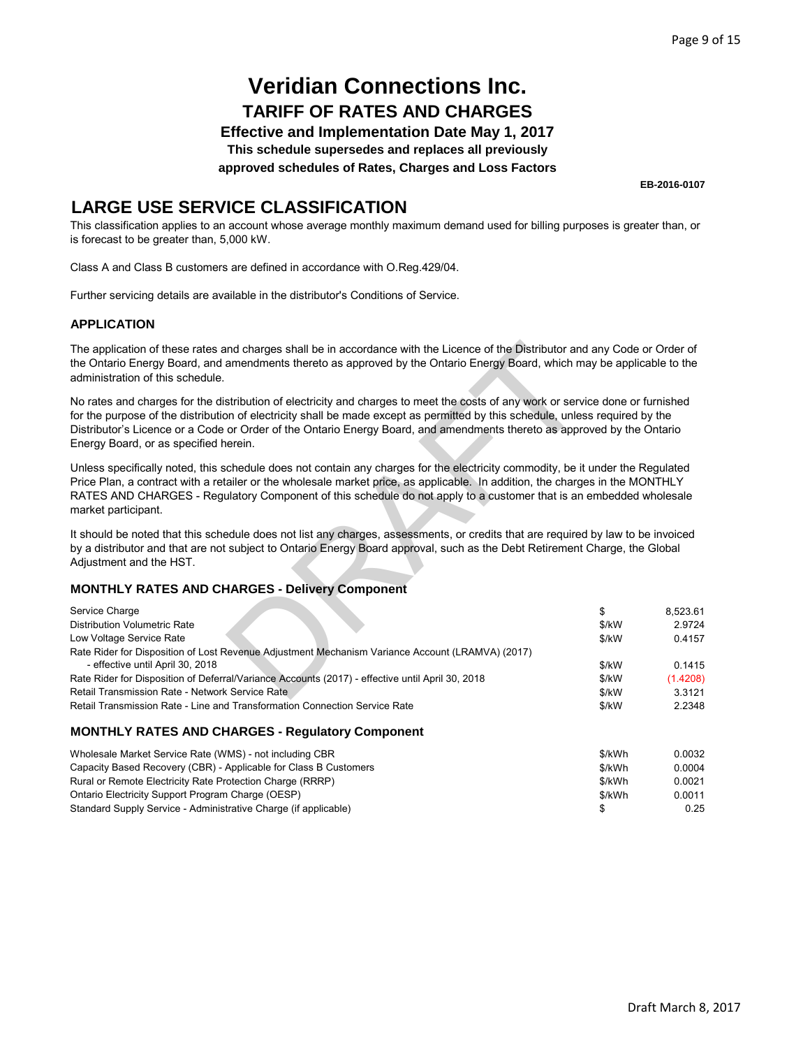# Veridian Connections Inc.

## TARIFF OF RATES AND CHARGES

**Effective and Implementation Date May 1, 2017**

**This schedule supersedes and replaces all previously approved schedules of Rates, Charges and Loss Factors**

**EB-2016-0107**

## LARGE USE SERVICE CLASSIFICATION

This classification applies to an account whose average monthly maximum demand used for billing purposes is greater than, or is forecast to be greater than, 5,000 kW.

Class A and Class B customers are defined in accordance with O.Reg.429/04.

Further servicing details are available in the distributor's Conditions of Service.

### APPLICATION

The application of these rates and charges shall be in accordance with the Licence of the Distributor and any Code or Order of the Ontario Energy Board, and amendments thereto as approved by the Ontario Energy Board, which may be applicable to the administration of this schedule.

No rates and charges for the distribution of electricity and charges to meet the costs of any work or service done or furnished for the purpose of the distribution of electricity shall be made except as permitted by this schedule, unless required by the Distributor's Licence or a Code or Order of the Ontario Energy Board, and amendments thereto as approved by the Ontario Energy Board, or as specified herein.

Unless specifically noted, this schedule does not contain any charges for the electricity commodity, be it under the Regulated Price Plan, a contract with a retailer or the wholesale market price, as applicable. In addition, the charges in the MONTHLY RATES AND CHARGES - Regulatory Component of this schedule do not apply to a customer that is an embedded wholesale market participant.

It should be noted that this schedule does not list any charges, assessments, or credits that are required by law to be invoiced by a distributor and that are not subject to Ontario Energy Board approval, such as the Debt Retirement Charge, the Global Adjustment and the HST.

### MONTHLY RATES AND CHARGES - Delivery Component

| | | |
|---|---|---|
| Service Charge | $ | 8,523.61 |
| Distribution Volumetric Rate | $/kW | 2.9724 |
| Low Voltage Service Rate | $/kW | 0.4157 |
| Rate Rider for Disposition of Lost Revenue Adjustment Mechanism Variance Account (LRAMVA) (2017) - effective until April 30, 2018 | $/kW | 0.1415 |
| Rate Rider for Disposition of Deferral/Variance Accounts (2017) - effective until April 30, 2018 | $/kW | (1.4208) |
| Retail Transmission Rate - Network Service Rate | $/kW | 3.3121 |
| Retail Transmission Rate - Line and Transformation Connection Service Rate | $/kW | 2.2348 |

### MONTHLY RATES AND CHARGES - Regulatory Component

| | | |
|---|---|---|
| Wholesale Market Service Rate (WMS) - not including CBR | $/kWh | 0.0032 |
| Capacity Based Recovery (CBR) - Applicable for Class B Customers | $/kWh | 0.0004 |
| Rural or Remote Electricity Rate Protection Charge (RRRP) | $/kWh | 0.0021 |
| Ontario Electricity Support Program Charge (OESP) | $/kWh | 0.0011 |
| Standard Supply Service - Administrative Charge (if applicable) | $ | 0.25 |

Draft March 8, 2017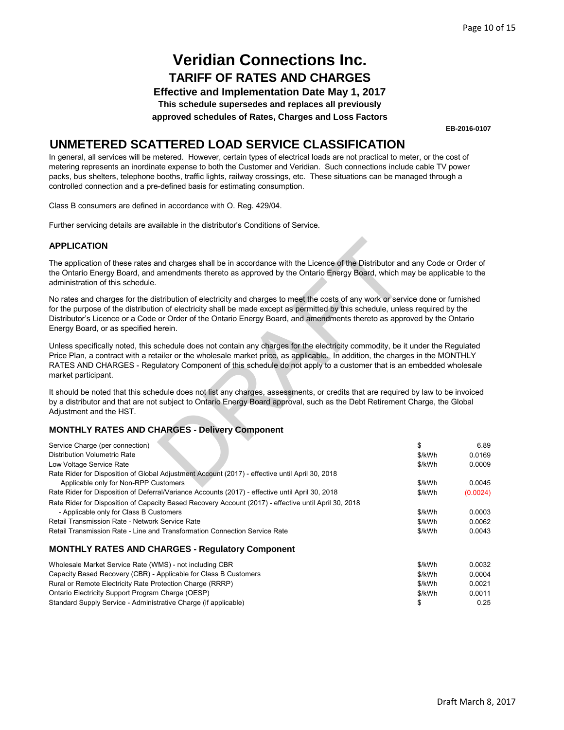# Veridian Connections Inc.

## TARIFF OF RATES AND CHARGES

**Effective and Implementation Date May 1, 2017**

**This schedule supersedes and replaces all previously approved schedules of Rates, Charges and Loss Factors**

**EB-2016-0107**

## UNMETERED SCATTERED LOAD SERVICE CLASSIFICATION

In general, all services will be metered. However, certain types of electrical loads are not practical to meter, or the cost of metering represents an inordinate expense to both the Customer and Veridian. Such connections include cable TV power packs, bus shelters, telephone booths, traffic lights, railway crossings, etc. These situations can be managed through a controlled connection and a pre-defined basis for estimating consumption.

Class B consumers are defined in accordance with O. Reg. 429/04.

Further servicing details are available in the distributor's Conditions of Service.

### APPLICATION

The application of these rates and charges shall be in accordance with the Licence of the Distributor and any Code or Order of the Ontario Energy Board, and amendments thereto as approved by the Ontario Energy Board, which may be applicable to the administration of this schedule.

No rates and charges for the distribution of electricity and charges to meet the costs of any work or service done or furnished for the purpose of the distribution of electricity shall be made except as permitted by this schedule, unless required by the Distributor's Licence or a Code or Order of the Ontario Energy Board, and amendments thereto as approved by the Ontario Energy Board, or as specified herein.

Unless specifically noted, this schedule does not contain any charges for the electricity commodity, be it under the Regulated Price Plan, a contract with a retailer or the wholesale market price, as applicable. In addition, the charges in the MONTHLY RATES AND CHARGES - Regulatory Component of this schedule do not apply to a customer that is an embedded wholesale market participant.

It should be noted that this schedule does not list any charges, assessments, or credits that are required by law to be invoiced by a distributor and that are not subject to Ontario Energy Board approval, such as the Debt Retirement Charge, the Global Adjustment and the HST.

### MONTHLY RATES AND CHARGES - Delivery Component

| | | |
|---|---|---|
| Service Charge (per connection) | $ | 6.89 |
| Distribution Volumetric Rate | $/kWh | 0.0169 |
| Low Voltage Service Rate | $/kWh | 0.0009 |
| Rate Rider for Disposition of Global Adjustment Account (2017) - effective until April 30, 2018 Applicable only for Non-RPP Customers | $/kWh | 0.0045 |
| Rate Rider for Disposition of Deferral/Variance Accounts (2017) - effective until April 30, 2018 | $/kWh | (0.0024) |
| Rate Rider for Disposition of Capacity Based Recovery Account (2017) - effective until April 30, 2018 - Applicable only for Class B Customers | $/kWh | 0.0003 |
| Retail Transmission Rate - Network Service Rate | $/kWh | 0.0062 |
| Retail Transmission Rate - Line and Transformation Connection Service Rate | $/kWh | 0.0043 |

### MONTHLY RATES AND CHARGES - Regulatory Component

| | | |
|---|---|---|
| Wholesale Market Service Rate (WMS) - not including CBR | $/kWh | 0.0032 |
| Capacity Based Recovery (CBR) - Applicable for Class B Customers | $/kWh | 0.0004 |
| Rural or Remote Electricity Rate Protection Charge (RRRP) | $/kWh | 0.0021 |
| Ontario Electricity Support Program Charge (OESP) | $/kWh | 0.0011 |
| Standard Supply Service - Administrative Charge (if applicable) | $ | 0.25 |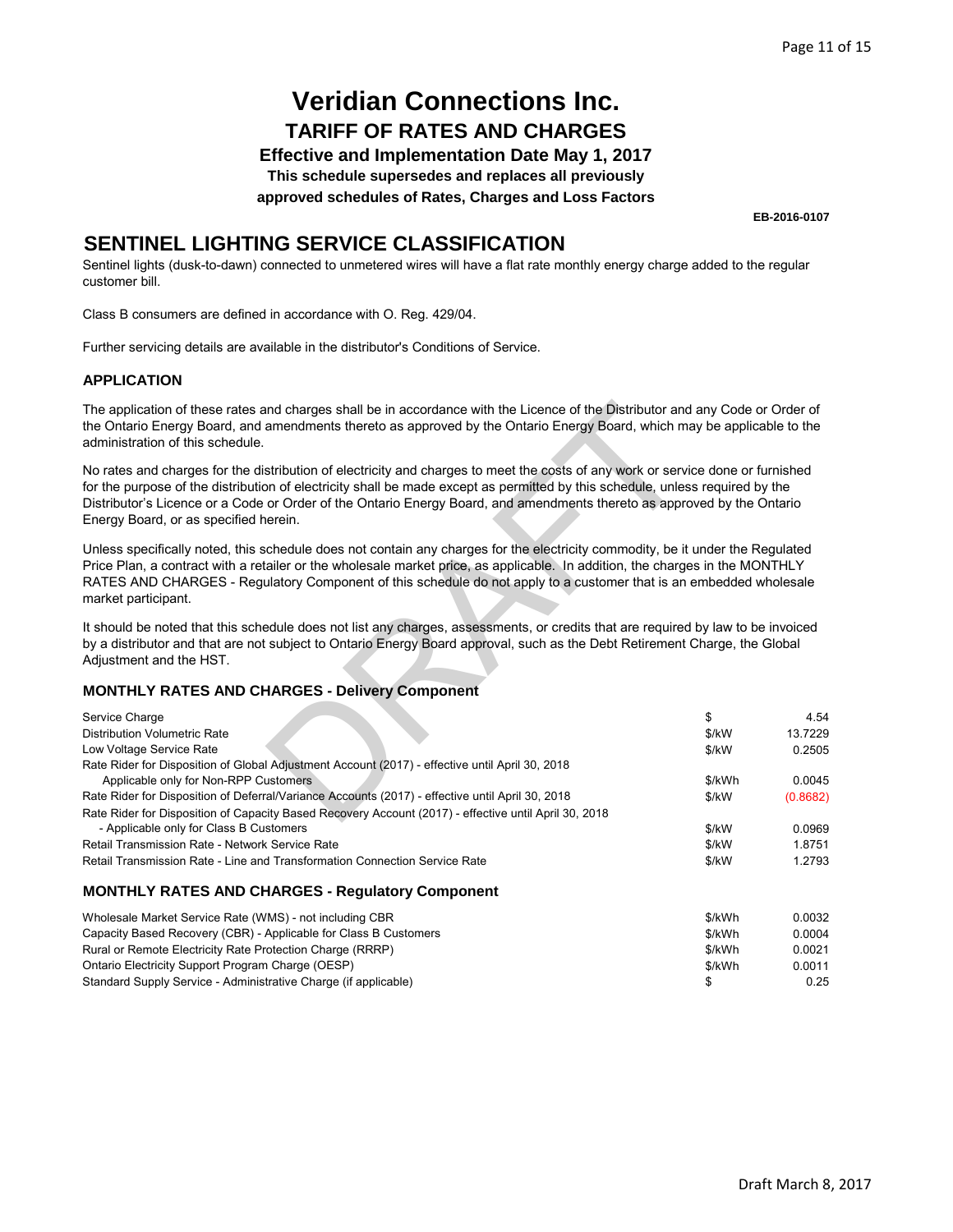# Veridian Connections Inc.

## TARIFF OF RATES AND CHARGES

**Effective and Implementation Date May 1, 2017**

**This schedule supersedes and replaces all previously approved schedules of Rates, Charges and Loss Factors**

**EB-2016-0107**

## SENTINEL LIGHTING SERVICE CLASSIFICATION

Sentinel lights (dusk-to-dawn) connected to unmetered wires will have a flat rate monthly energy charge added to the regular customer bill.

Class B consumers are defined in accordance with O. Reg. 429/04.

Further servicing details are available in the distributor's Conditions of Service.

### APPLICATION

The application of these rates and charges shall be in accordance with the Licence of the Distributor and any Code or Order of the Ontario Energy Board, and amendments thereto as approved by the Ontario Energy Board, which may be applicable to the administration of this schedule.

No rates and charges for the distribution of electricity and charges to meet the costs of any work or service done or furnished for the purpose of the distribution of electricity shall be made except as permitted by this schedule, unless required by the Distributor's Licence or a Code or Order of the Ontario Energy Board, and amendments thereto as approved by the Ontario Energy Board, or as specified herein.

Unless specifically noted, this schedule does not contain any charges for the electricity commodity, be it under the Regulated Price Plan, a contract with a retailer or the wholesale market price, as applicable. In addition, the charges in the MONTHLY RATES AND CHARGES - Regulatory Component of this schedule do not apply to a customer that is an embedded wholesale market participant.

It should be noted that this schedule does not list any charges, assessments, or credits that are required by law to be invoiced by a distributor and that are not subject to Ontario Energy Board approval, such as the Debt Retirement Charge, the Global Adjustment and the HST.

### MONTHLY RATES AND CHARGES - Delivery Component

| | | |
|---|---|---|
| Service Charge | $ | 4.54 |
| Distribution Volumetric Rate | $/kW | 13.7229 |
| Low Voltage Service Rate | $/kW | 0.2505 |
| Rate Rider for Disposition of Global Adjustment Account (2017) - effective until April 30, 2018 Applicable only for Non-RPP Customers | $/kWh | 0.0045 |
| Rate Rider for Disposition of Deferral/Variance Accounts (2017) - effective until April 30, 2018 | $/kW | (0.8682) |
| Rate Rider for Disposition of Capacity Based Recovery Account (2017) - effective until April 30, 2018 - Applicable only for Class B Customers | $/kW | 0.0969 |
| Retail Transmission Rate - Network Service Rate | $/kW | 1.8751 |
| Retail Transmission Rate - Line and Transformation Connection Service Rate | $/kW | 1.2793 |

### MONTHLY RATES AND CHARGES - Regulatory Component

| | | |
|---|---|---|
| Wholesale Market Service Rate (WMS) - not including CBR | $/kWh | 0.0032 |
| Capacity Based Recovery (CBR) - Applicable for Class B Customers | $/kWh | 0.0004 |
| Rural or Remote Electricity Rate Protection Charge (RRRP) | $/kWh | 0.0021 |
| Ontario Electricity Support Program Charge (OESP) | $/kWh | 0.0011 |
| Standard Supply Service - Administrative Charge (if applicable) | $ | 0.25 |

Draft March 8, 2017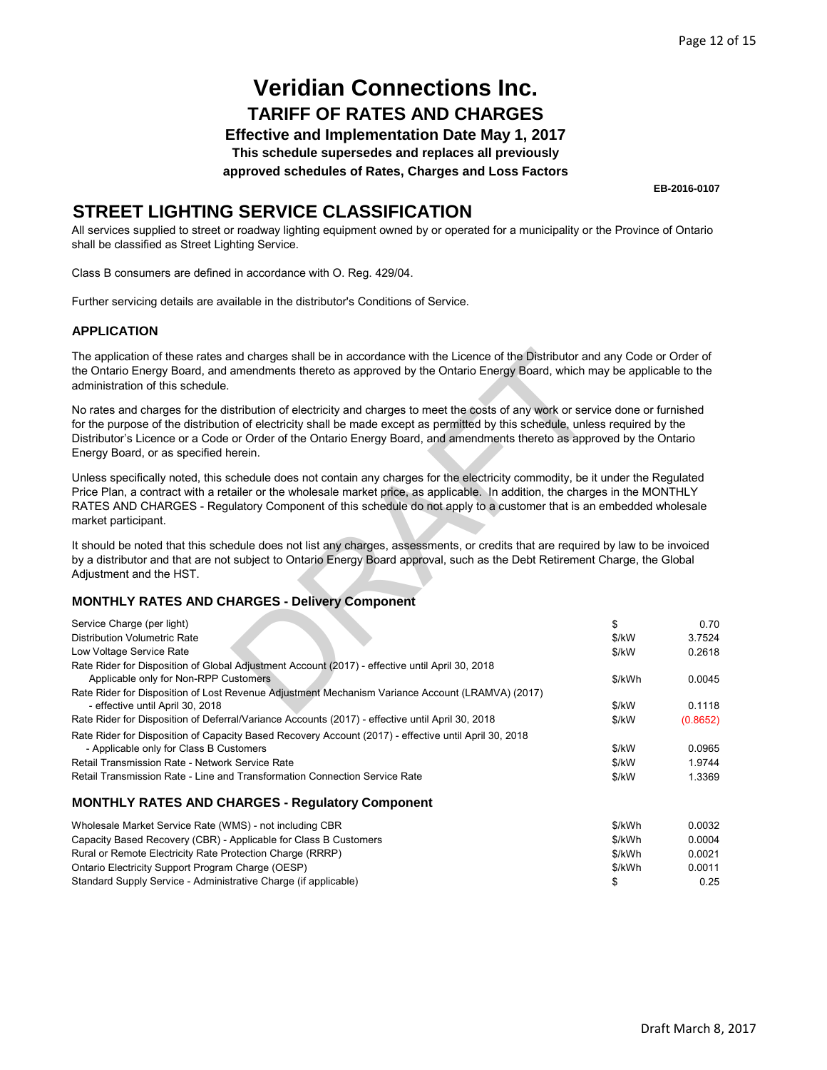# Veridian Connections Inc.

## TARIFF OF RATES AND CHARGES

**Effective and Implementation Date May 1, 2017**

**This schedule supersedes and replaces all previously approved schedules of Rates, Charges and Loss Factors**

**EB-2016-0107**

## STREET LIGHTING SERVICE CLASSIFICATION

All services supplied to street or roadway lighting equipment owned by or operated for a municipality or the Province of Ontario shall be classified as Street Lighting Service.

Class B consumers are defined in accordance with O. Reg. 429/04.

Further servicing details are available in the distributor's Conditions of Service.

### APPLICATION

The application of these rates and charges shall be in accordance with the Licence of the Distributor and any Code or Order of the Ontario Energy Board, and amendments thereto as approved by the Ontario Energy Board, which may be applicable to the administration of this schedule.

No rates and charges for the distribution of electricity and charges to meet the costs of any work or service done or furnished for the purpose of the distribution of electricity shall be made except as permitted by this schedule, unless required by the Distributor's Licence or a Code or Order of the Ontario Energy Board, and amendments thereto as approved by the Ontario Energy Board, or as specified herein.

Unless specifically noted, this schedule does not contain any charges for the electricity commodity, be it under the Regulated Price Plan, a contract with a retailer or the wholesale market price, as applicable. In addition, the charges in the MONTHLY RATES AND CHARGES - Regulatory Component of this schedule do not apply to a customer that is an embedded wholesale market participant.

It should be noted that this schedule does not list any charges, assessments, or credits that are required by law to be invoiced by a distributor and that are not subject to Ontario Energy Board approval, such as the Debt Retirement Charge, the Global Adjustment and the HST.

### MONTHLY RATES AND CHARGES - Delivery Component

| | | |
|---|---|---|
| Service Charge (per light) | $ | 0.70 |
| Distribution Volumetric Rate | $/kW | 3.7524 |
| Low Voltage Service Rate | $/kW | 0.2618 |
| Rate Rider for Disposition of Global Adjustment Account (2017) - effective until April 30, 2018 Applicable only for Non-RPP Customers | $/kWh | 0.0045 |
| Rate Rider for Disposition of Lost Revenue Adjustment Mechanism Variance Account (LRAMVA) (2017) - effective until April 30, 2018 | $/kW | 0.1118 |
| Rate Rider for Disposition of Deferral/Variance Accounts (2017) - effective until April 30, 2018 | $/kW | (0.8652) |
| Rate Rider for Disposition of Capacity Based Recovery Account (2017) - effective until April 30, 2018 - Applicable only for Class B Customers | $/kW | 0.0965 |
| Retail Transmission Rate - Network Service Rate | $/kW | 1.9744 |
| Retail Transmission Rate - Line and Transformation Connection Service Rate | $/kW | 1.3369 |

### MONTHLY RATES AND CHARGES - Regulatory Component

| | | |
|---|---|---|
| Wholesale Market Service Rate (WMS) - not including CBR | $/kWh | 0.0032 |
| Capacity Based Recovery (CBR) - Applicable for Class B Customers | $/kWh | 0.0004 |
| Rural or Remote Electricity Rate Protection Charge (RRRP) | $/kWh | 0.0021 |
| Ontario Electricity Support Program Charge (OESP) | $/kWh | 0.0011 |
| Standard Supply Service - Administrative Charge (if applicable) | $ | 0.25 |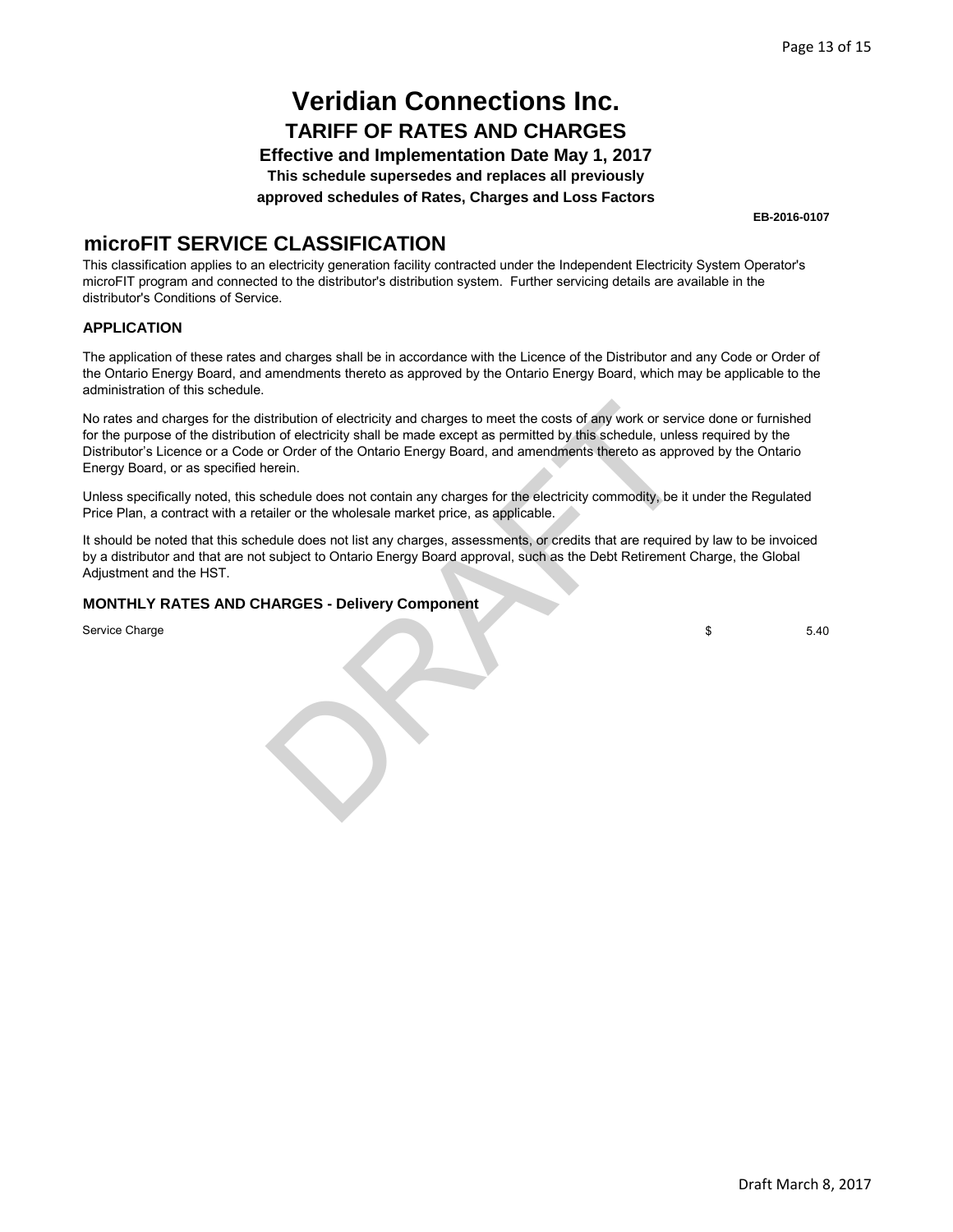# Veridian Connections Inc.

## TARIFF OF RATES AND CHARGES

**Effective and Implementation Date May 1, 2017**

**This schedule supersedes and replaces all previously approved schedules of Rates, Charges and Loss Factors**

**EB-2016-0107**

## microFIT SERVICE CLASSIFICATION

This classification applies to an electricity generation facility contracted under the Independent Electricity System Operator's microFIT program and connected to the distributor's distribution system. Further servicing details are available in the distributor's Conditions of Service.

### APPLICATION

The application of these rates and charges shall be in accordance with the Licence of the Distributor and any Code or Order of the Ontario Energy Board, and amendments thereto as approved by the Ontario Energy Board, which may be applicable to the administration of this schedule.

No rates and charges for the distribution of electricity and charges to meet the costs of any work or service done or furnished for the purpose of the distribution of electricity shall be made except as permitted by this schedule, unless required by the Distributor's Licence or a Code or Order of the Ontario Energy Board, and amendments thereto as approved by the Ontario Energy Board, or as specified herein.

Unless specifically noted, this schedule does not contain any charges for the electricity commodity, be it under the Regulated Price Plan, a contract with a retailer or the wholesale market price, as applicable.

It should be noted that this schedule does not list any charges, assessments, or credits that are required by law to be invoiced by a distributor and that are not subject to Ontario Energy Board approval, such as the Debt Retirement Charge, the Global Adjustment and the HST.

### MONTHLY RATES AND CHARGES - Delivery Component

| | | |
|---|---|---|
| Service Charge | $ | 5.40 |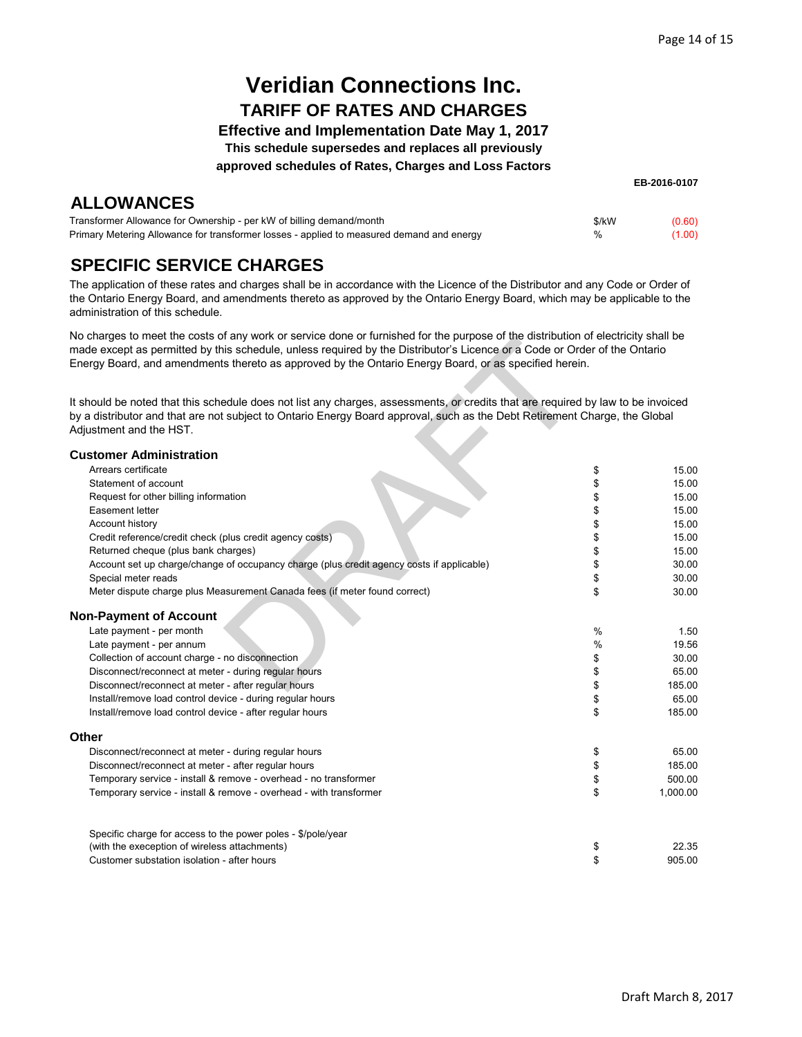# Veridian Connections Inc.

## TARIFF OF RATES AND CHARGES

**Effective and Implementation Date May 1, 2017**

**This schedule supersedes and replaces all previously approved schedules of Rates, Charges and Loss Factors**

**EB-2016-0107**

## ALLOWANCES

| | | |
|---|---|---|
| Transformer Allowance for Ownership - per kW of billing demand/month | $/kW | (0.60) |
| Primary Metering Allowance for transformer losses - applied to measured demand and energy | % | (1.00) |

## SPECIFIC SERVICE CHARGES

The application of these rates and charges shall be in accordance with the Licence of the Distributor and any Code or Order of the Ontario Energy Board, and amendments thereto as approved by the Ontario Energy Board, which may be applicable to the administration of this schedule.

No charges to meet the costs of any work or service done or furnished for the purpose of the distribution of electricity shall be made except as permitted by this schedule, unless required by the Distributor's Licence or a Code or Order of the Ontario Energy Board, and amendments thereto as approved by the Ontario Energy Board, or as specified herein.

It should be noted that this schedule does not list any charges, assessments, or credits that are required by law to be invoiced by a distributor and that are not subject to Ontario Energy Board approval, such as the Debt Retirement Charge, the Global Adjustment and the HST.

### Customer Administration

| | | |
|---|---|---|
| Arrears certificate | $ | 15.00 |
| Statement of account | $ | 15.00 |
| Request for other billing information | $ | 15.00 |
| Easement letter | $ | 15.00 |
| Account history | $ | 15.00 |
| Credit reference/credit check (plus credit agency costs) | $ | 15.00 |
| Returned cheque (plus bank charges) | $ | 15.00 |
| Account set up charge/change of occupancy charge (plus credit agency costs if applicable) | $ | 30.00 |
| Special meter reads | $ | 30.00 |
| Meter dispute charge plus Measurement Canada fees (if meter found correct) | $ | 30.00 |

### Non-Payment of Account

| | | |
|---|---|---|
| Late payment - per month | % | 1.50 |
| Late payment - per annum | % | 19.56 |
| Collection of account charge - no disconnection | $ | 30.00 |
| Disconnect/reconnect at meter - during regular hours | $ | 65.00 |
| Disconnect/reconnect at meter - after regular hours | $ | 185.00 |
| Install/remove load control device - during regular hours | $ | 65.00 |
| Install/remove load control device - after regular hours | $ | 185.00 |

### Other

| | | |
|---|---|---|
| Disconnect/reconnect at meter - during regular hours | $ | 65.00 |
| Disconnect/reconnect at meter - after regular hours | $ | 185.00 |
| Temporary service - install & remove - overhead - no transformer | $ | 500.00 |
| Temporary service - install & remove - overhead - with transformer | $ | 1,000.00 |
| Specific charge for access to the power poles - $/pole/year (with the exeception of wireless attachments) | $ | 22.35 |
| Customer substation isolation - after hours | $ | 905.00 |

Draft March 8, 2017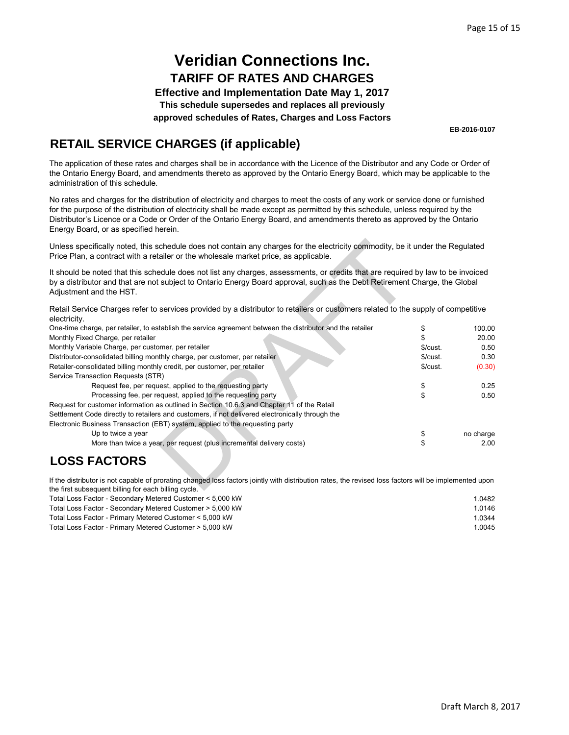# Veridian Connections Inc.

## TARIFF OF RATES AND CHARGES

**Effective and Implementation Date May 1, 2017**

**This schedule supersedes and replaces all previously approved schedules of Rates, Charges and Loss Factors**

**EB-2016-0107**

## RETAIL SERVICE CHARGES (if applicable)

The application of these rates and charges shall be in accordance with the Licence of the Distributor and any Code or Order of the Ontario Energy Board, and amendments thereto as approved by the Ontario Energy Board, which may be applicable to the administration of this schedule.

No rates and charges for the distribution of electricity and charges to meet the costs of any work or service done or furnished for the purpose of the distribution of electricity shall be made except as permitted by this schedule, unless required by the Distributor's Licence or a Code or Order of the Ontario Energy Board, and amendments thereto as approved by the Ontario Energy Board, or as specified herein.

Unless specifically noted, this schedule does not contain any charges for the electricity commodity, be it under the Regulated Price Plan, a contract with a retailer or the wholesale market price, as applicable.

It should be noted that this schedule does not list any charges, assessments, or credits that are required by law to be invoiced by a distributor and that are not subject to Ontario Energy Board approval, such as the Debt Retirement Charge, the Global Adjustment and the HST.

Retail Service Charges refer to services provided by a distributor to retailers or customers related to the supply of competitive electricity.

| | | |
|---|---|---|
| One-time charge, per retailer, to establish the service agreement between the distributor and the retailer | $ | 100.00 |
| Monthly Fixed Charge, per retailer | $ | 20.00 |
| Monthly Variable Charge, per customer, per retailer | $/cust. | 0.50 |
| Distributor-consolidated billing monthly charge, per customer, per retailer | $/cust. | 0.30 |
| Retailer-consolidated billing monthly credit, per customer, per retailer | $/cust. | (0.30) |
| Service Transaction Requests (STR) | | |
| Request fee, per request, applied to the requesting party | $ | 0.25 |
| Processing fee, per request, applied to the requesting party | $ | 0.50 |
| Request for customer information as outlined in Section 10.6.3 and Chapter 11 of the Retail Settlement Code directly to retailers and customers, if not delivered electronically through the Electronic Business Transaction (EBT) system, applied to the requesting party | | |
| Up to twice a year | $ | no charge |
| More than twice a year, per request (plus incremental delivery costs) | $ | 2.00 |

## LOSS FACTORS

If the distributor is not capable of prorating changed loss factors jointly with distribution rates, the revised loss factors will be implemented upon the first subsequent billing for each billing cycle.

| | |
|---|---|
| Total Loss Factor - Secondary Metered Customer < 5,000 kW | 1.0482 |
| Total Loss Factor - Secondary Metered Customer > 5,000 kW | 1.0146 |
| Total Loss Factor - Primary Metered Customer < 5,000 kW | 1.0344 |
| Total Loss Factor - Primary Metered Customer > 5,000 kW | 1.0045 |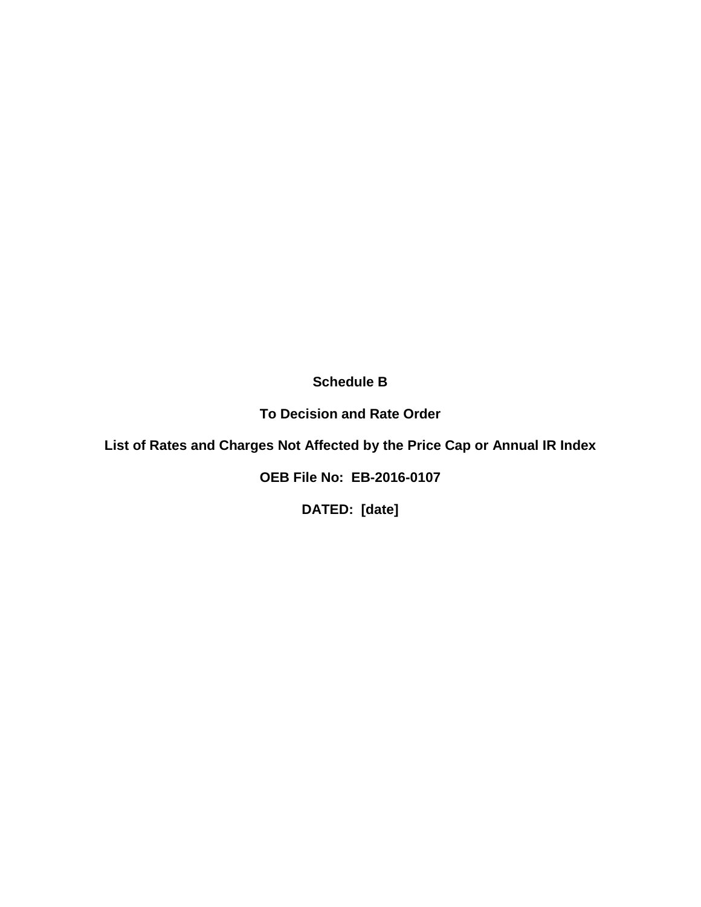**Schedule B**

**To Decision and Rate Order**

**List of Rates and Charges Not Affected by the Price Cap or Annual IR Index**

**OEB File No: EB-2016-0107**

**DATED: [date]**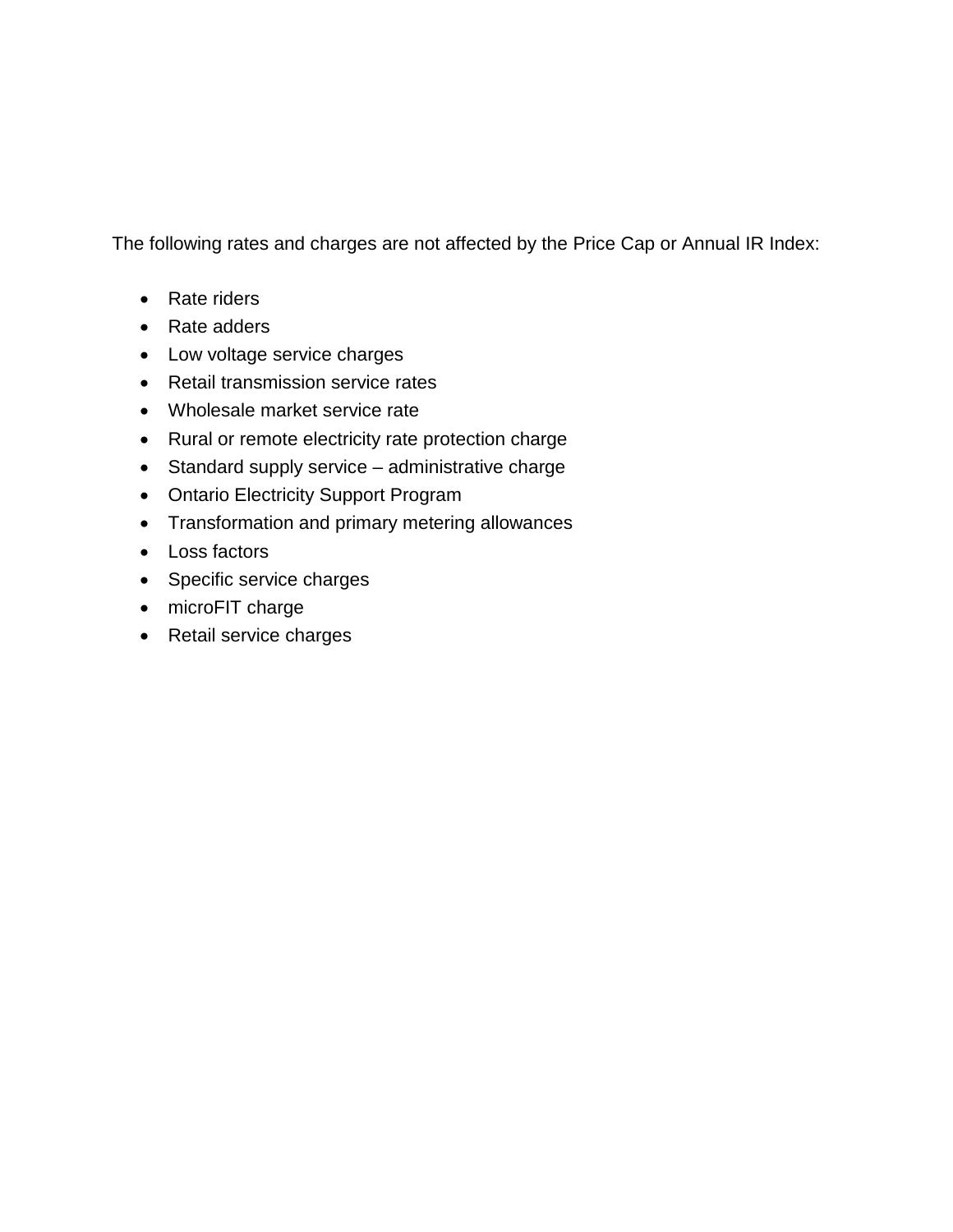The following rates and charges are not affected by the Price Cap or Annual IR Index:

- Rate riders
- Rate adders
- Low voltage service charges
- Retail transmission service rates
- Wholesale market service rate
- Rural or remote electricity rate protection charge
- Standard supply service – administrative charge
- Ontario Electricity Support Program
- Transformation and primary metering allowances
- Loss factors
- Specific service charges
- microFIT charge
- Retail service charges